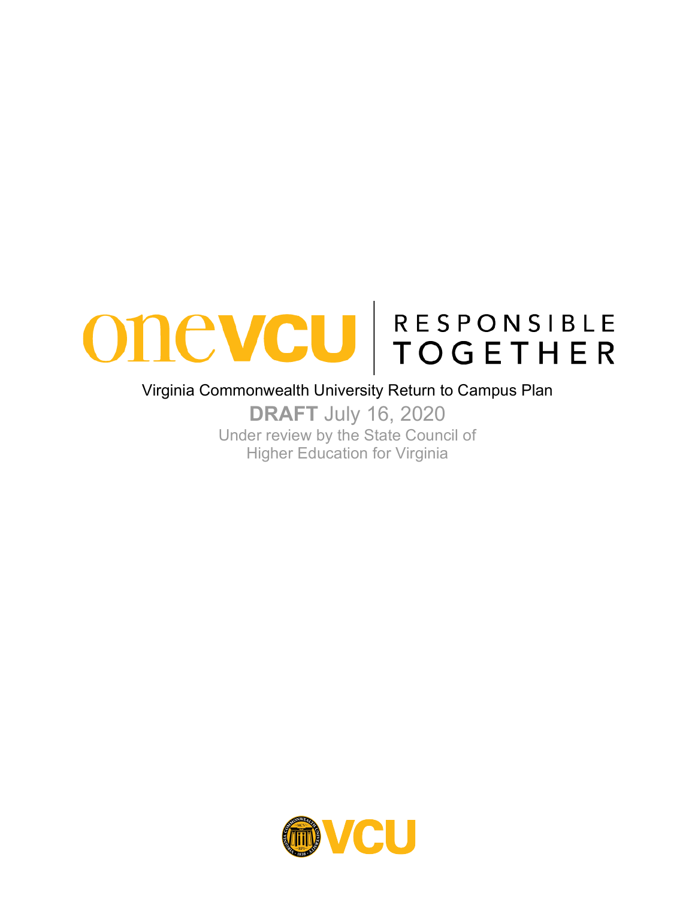# onevcu | RESPONSIBLE TOGETHER

Virginia Commonwealth University Return to Campus Plan

**DRAFT** July 16, 2020

Under review by the State Council of Higher Education for Virginia

VCU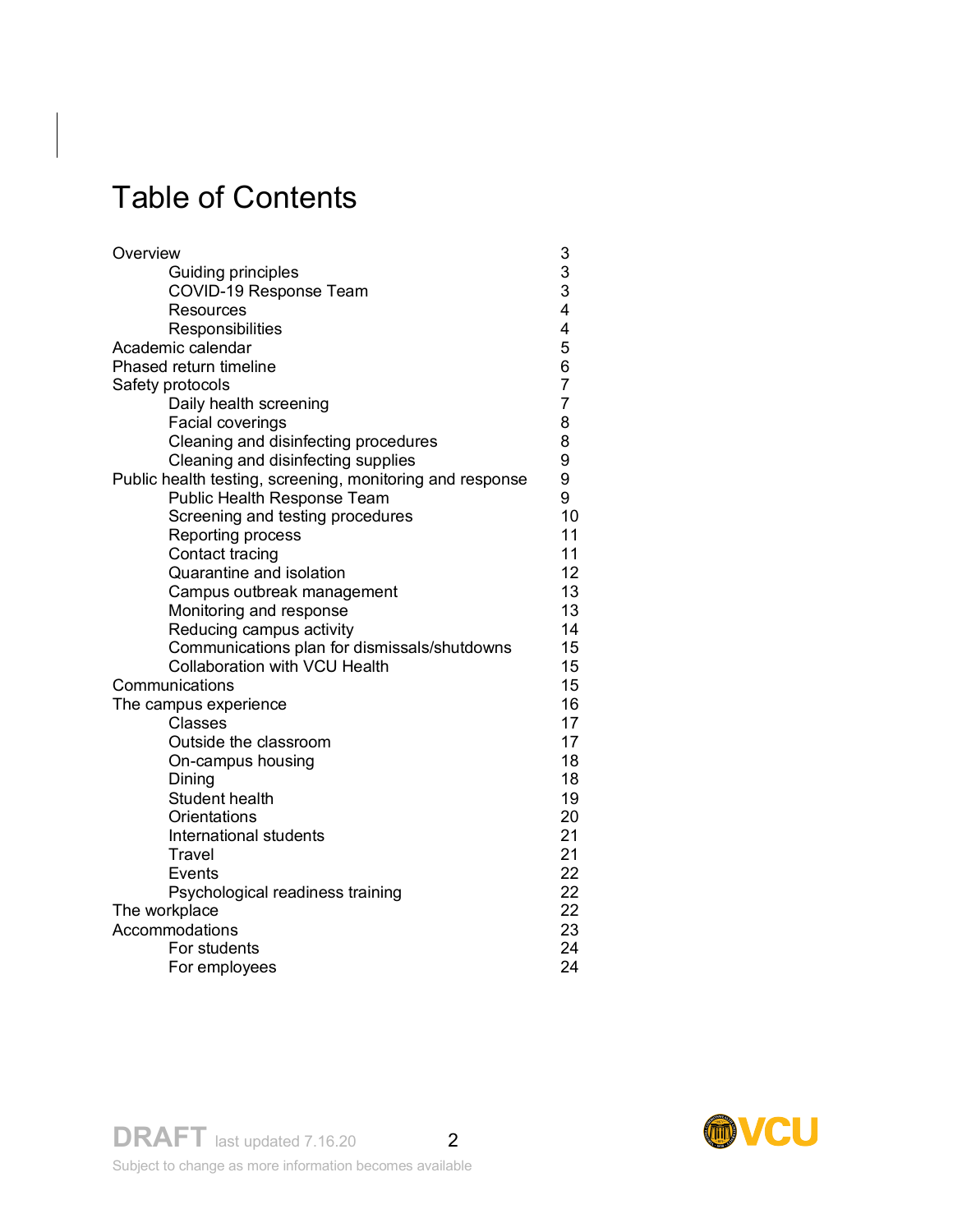# Table of Contents

- Overview 3
  - Guiding principles 3
  - COVID-19 Response Team 3
  - Resources 4
  - Responsibilities 4
- Academic calendar 5
- Phased return timeline 6
- Safety protocols 7
  - Daily health screening 7
  - Facial coverings 8
  - Cleaning and disinfecting procedures 8
  - Cleaning and disinfecting supplies 9
- Public health testing, screening, monitoring and response 9
  - Public Health Response Team 9
  - Screening and testing procedures 10
  - Reporting process 11
  - Contact tracing 11
  - Quarantine and isolation 12
  - Campus outbreak management 13
  - Monitoring and response 13
  - Reducing campus activity 14
  - Communications plan for dismissals/shutdowns 15
  - Collaboration with VCU Health 15
- Communications 15
- The campus experience 16
  - Classes 17
  - Outside the classroom 17
  - On-campus housing 18
  - Dining 18
  - Student health 19
  - Orientations 20
  - International students 21
  - Travel 21
  - Events 22
  - Psychological readiness training 22
- The workplace 22
- Accommodations 23
  - For students 24
  - For employees 24

DRAFT last updated 7.16.20
Subject to change as more information becomes available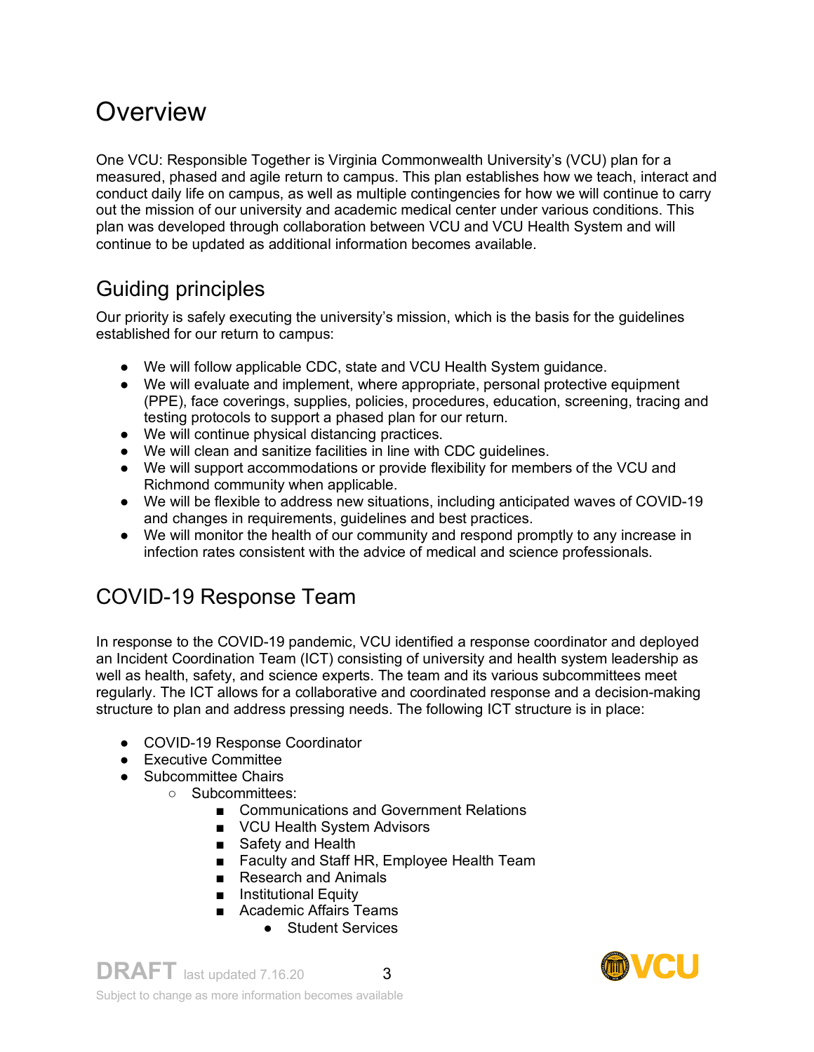# Overview

One VCU: Responsible Together is Virginia Commonwealth University's (VCU) plan for a measured, phased and agile return to campus. This plan establishes how we teach, interact and conduct daily life on campus, as well as multiple contingencies for how we will continue to carry out the mission of our university and academic medical center under various conditions. This plan was developed through collaboration between VCU and VCU Health System and will continue to be updated as additional information becomes available.

## Guiding principles

Our priority is safely executing the university's mission, which is the basis for the guidelines established for our return to campus:

- We will follow applicable CDC, state and VCU Health System guidance.
- We will evaluate and implement, where appropriate, personal protective equipment (PPE), face coverings, supplies, policies, procedures, education, screening, tracing and testing protocols to support a phased plan for our return.
- We will continue physical distancing practices.
- We will clean and sanitize facilities in line with CDC guidelines.
- We will support accommodations or provide flexibility for members of the VCU and Richmond community when applicable.
- We will be flexible to address new situations, including anticipated waves of COVID-19 and changes in requirements, guidelines and best practices.
- We will monitor the health of our community and respond promptly to any increase in infection rates consistent with the advice of medical and science professionals.

## COVID-19 Response Team

In response to the COVID-19 pandemic, VCU identified a response coordinator and deployed an Incident Coordination Team (ICT) consisting of university and health system leadership as well as health, safety, and science experts. The team and its various subcommittees meet regularly. The ICT allows for a collaborative and coordinated response and a decision-making structure to plan and address pressing needs. The following ICT structure is in place:

- COVID-19 Response Coordinator
- Executive Committee
- Subcommittee Chairs
  - Subcommittees:
    - Communications and Government Relations
    - VCU Health System Advisors
    - Safety and Health
    - Faculty and Staff HR, Employee Health Team
    - Research and Animals
    - Institutional Equity
    - Academic Affairs Teams
      - Student Services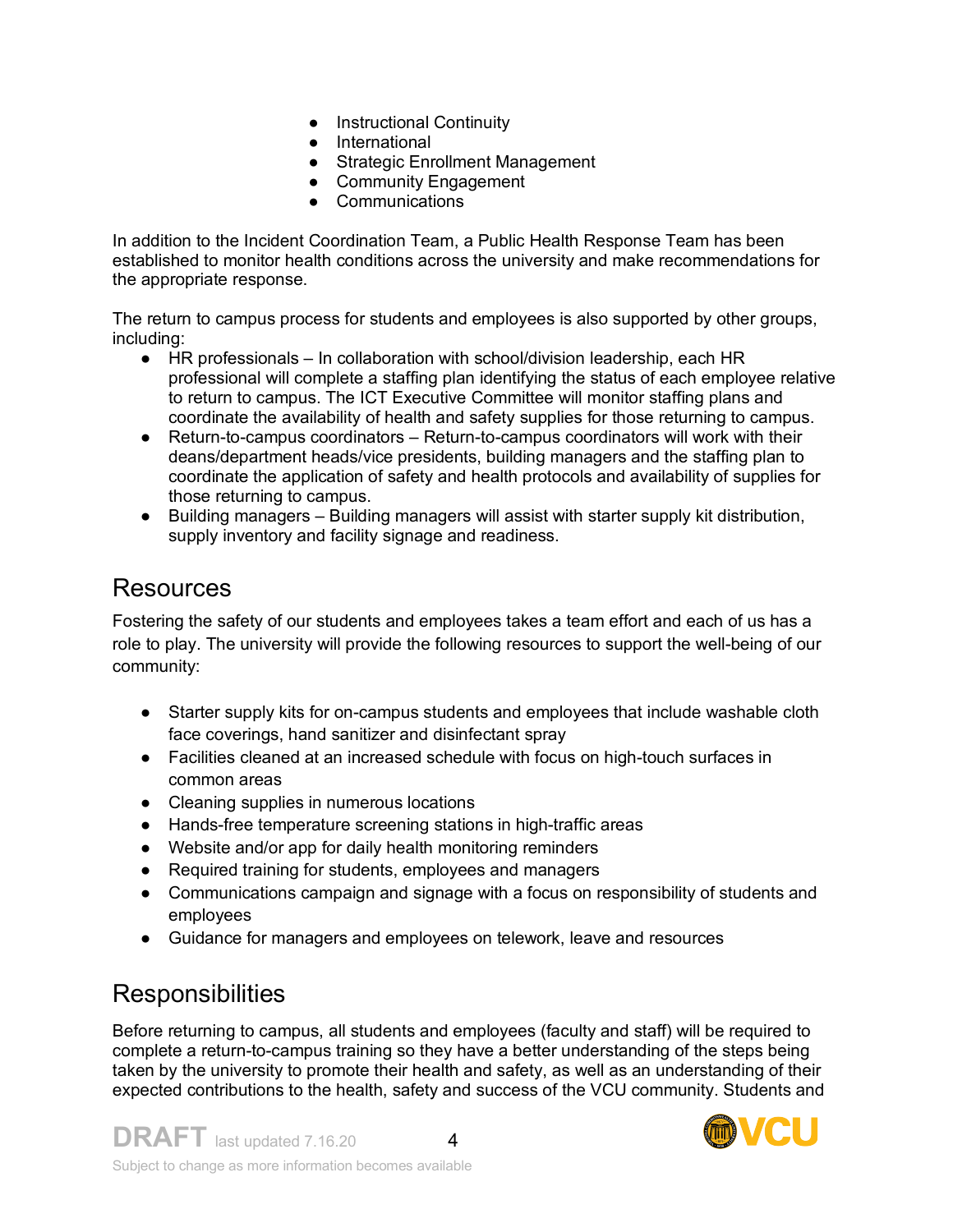- Instructional Continuity
- International
- Strategic Enrollment Management
- Community Engagement
- Communications

In addition to the Incident Coordination Team, a Public Health Response Team has been established to monitor health conditions across the university and make recommendations for the appropriate response.

The return to campus process for students and employees is also supported by other groups, including:

- HR professionals – In collaboration with school/division leadership, each HR professional will complete a staffing plan identifying the status of each employee relative to return to campus. The ICT Executive Committee will monitor staffing plans and coordinate the availability of health and safety supplies for those returning to campus.
- Return-to-campus coordinators – Return-to-campus coordinators will work with their deans/department heads/vice presidents, building managers and the staffing plan to coordinate the application of safety and health protocols and availability of supplies for those returning to campus.
- Building managers – Building managers will assist with starter supply kit distribution, supply inventory and facility signage and readiness.

## Resources

Fostering the safety of our students and employees takes a team effort and each of us has a role to play. The university will provide the following resources to support the well-being of our community:

- Starter supply kits for on-campus students and employees that include washable cloth face coverings, hand sanitizer and disinfectant spray
- Facilities cleaned at an increased schedule with focus on high-touch surfaces in common areas
- Cleaning supplies in numerous locations
- Hands-free temperature screening stations in high-traffic areas
- Website and/or app for daily health monitoring reminders
- Required training for students, employees and managers
- Communications campaign and signage with a focus on responsibility of students and employees
- Guidance for managers and employees on telework, leave and resources

## Responsibilities

Before returning to campus, all students and employees (faculty and staff) will be required to complete a return-to-campus training so they have a better understanding of the steps being taken by the university to promote their health and safety, as well as an understanding of their expected contributions to the health, safety and success of the VCU community. Students and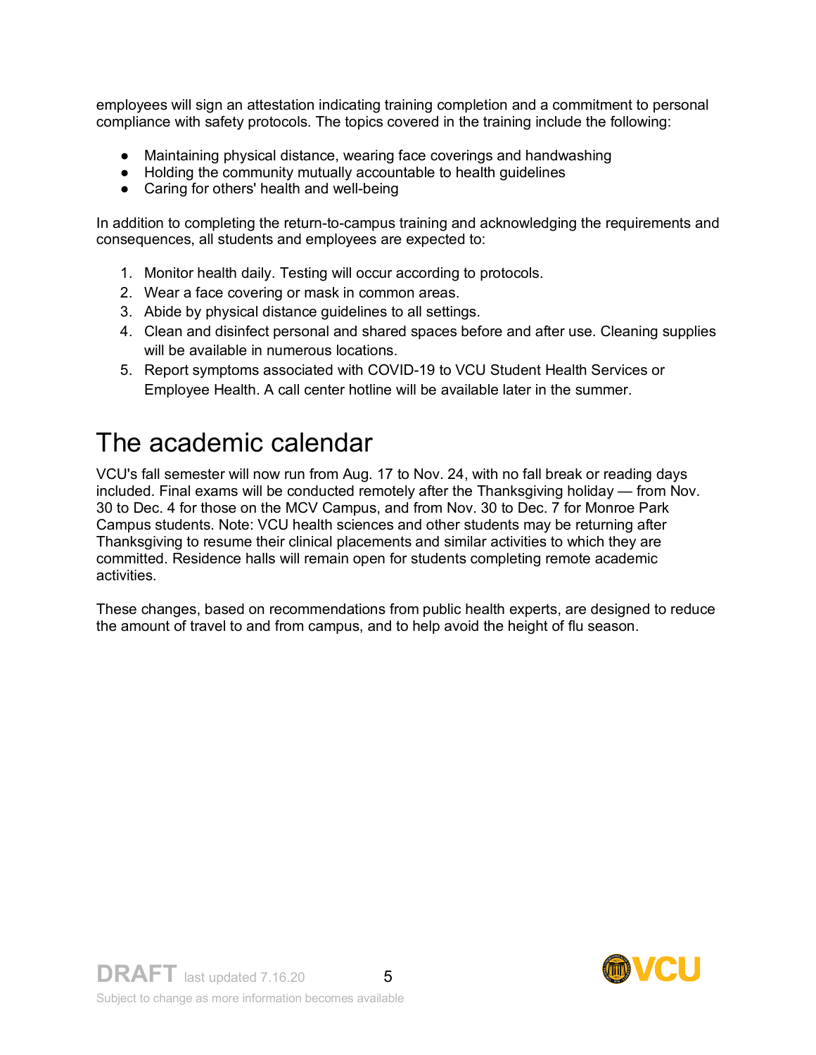employees will sign an attestation indicating training completion and a commitment to personal compliance with safety protocols. The topics covered in the training include the following:

- Maintaining physical distance, wearing face coverings and handwashing
- Holding the community mutually accountable to health guidelines
- Caring for others' health and well-being

In addition to completing the return-to-campus training and acknowledging the requirements and consequences, all students and employees are expected to:

1. Monitor health daily. Testing will occur according to protocols.
2. Wear a face covering or mask in common areas.
3. Abide by physical distance guidelines to all settings.
4. Clean and disinfect personal and shared spaces before and after use. Cleaning supplies will be available in numerous locations.
5. Report symptoms associated with COVID-19 to VCU Student Health Services or Employee Health. A call center hotline will be available later in the summer.

# The academic calendar

VCU's fall semester will now run from Aug. 17 to Nov. 24, with no fall break or reading days included. Final exams will be conducted remotely after the Thanksgiving holiday — from Nov. 30 to Dec. 4 for those on the MCV Campus, and from Nov. 30 to Dec. 7 for Monroe Park Campus students. Note: VCU health sciences and other students may be returning after Thanksgiving to resume their clinical placements and similar activities to which they are committed. Residence halls will remain open for students completing remote academic activities.

These changes, based on recommendations from public health experts, are designed to reduce the amount of travel to and from campus, and to help avoid the height of flu season.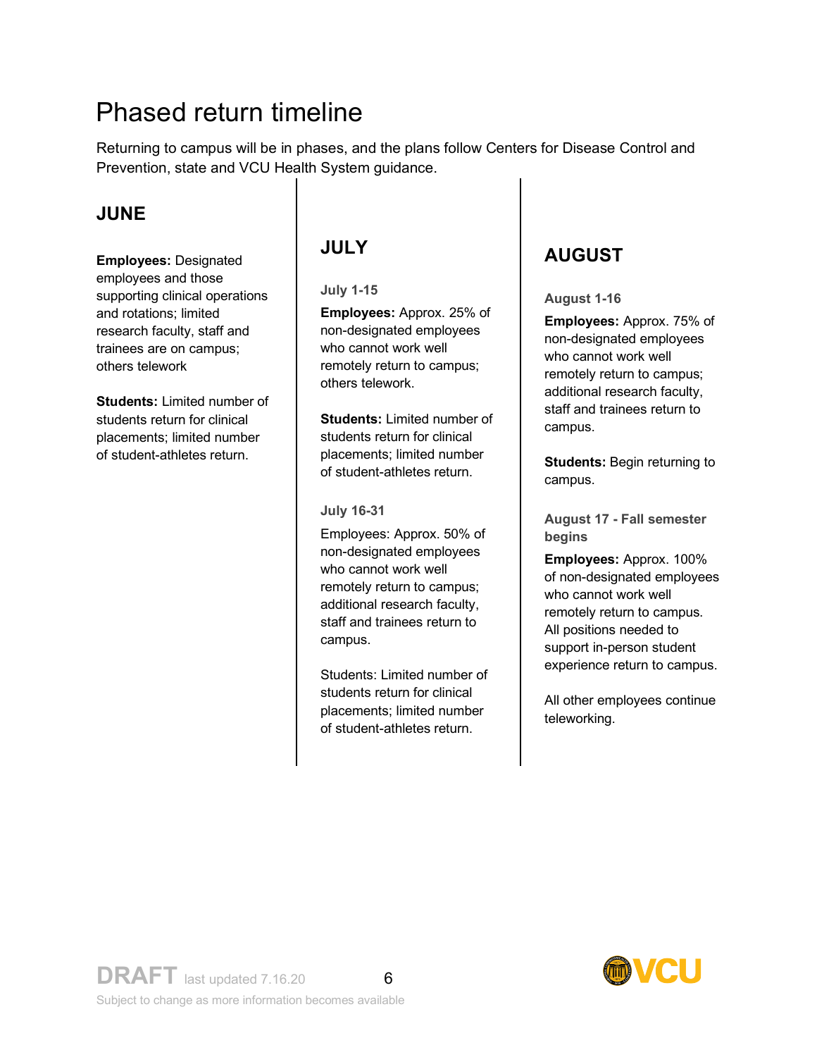# Phased return timeline

Returning to campus will be in phases, and the plans follow Centers for Disease Control and Prevention, state and VCU Health System guidance.

## JUNE

**Employees:** Designated employees and those supporting clinical operations and rotations; limited research faculty, staff and trainees are on campus; others telework

**Students:** Limited number of students return for clinical placements; limited number of student-athletes return.

## JULY

### July 1-15

**Employees:** Approx. 25% of non-designated employees who cannot work well remotely return to campus; others telework.

**Students:** Limited number of students return for clinical placements; limited number of student-athletes return.

### July 16-31

Employees: Approx. 50% of non-designated employees who cannot work well remotely return to campus; additional research faculty, staff and trainees return to campus.

Students: Limited number of students return for clinical placements; limited number of student-athletes return.

## AUGUST

### August 1-16

**Employees:** Approx. 75% of non-designated employees who cannot work well remotely return to campus; additional research faculty, staff and trainees return to campus.

**Students:** Begin returning to campus.

### August 17 - Fall semester begins

**Employees:** Approx. 100% of non-designated employees who cannot work well remotely return to campus. All positions needed to support in-person student experience return to campus.

All other employees continue teleworking.

DRAFT last updated 7.16.20

Subject to change as more information becomes available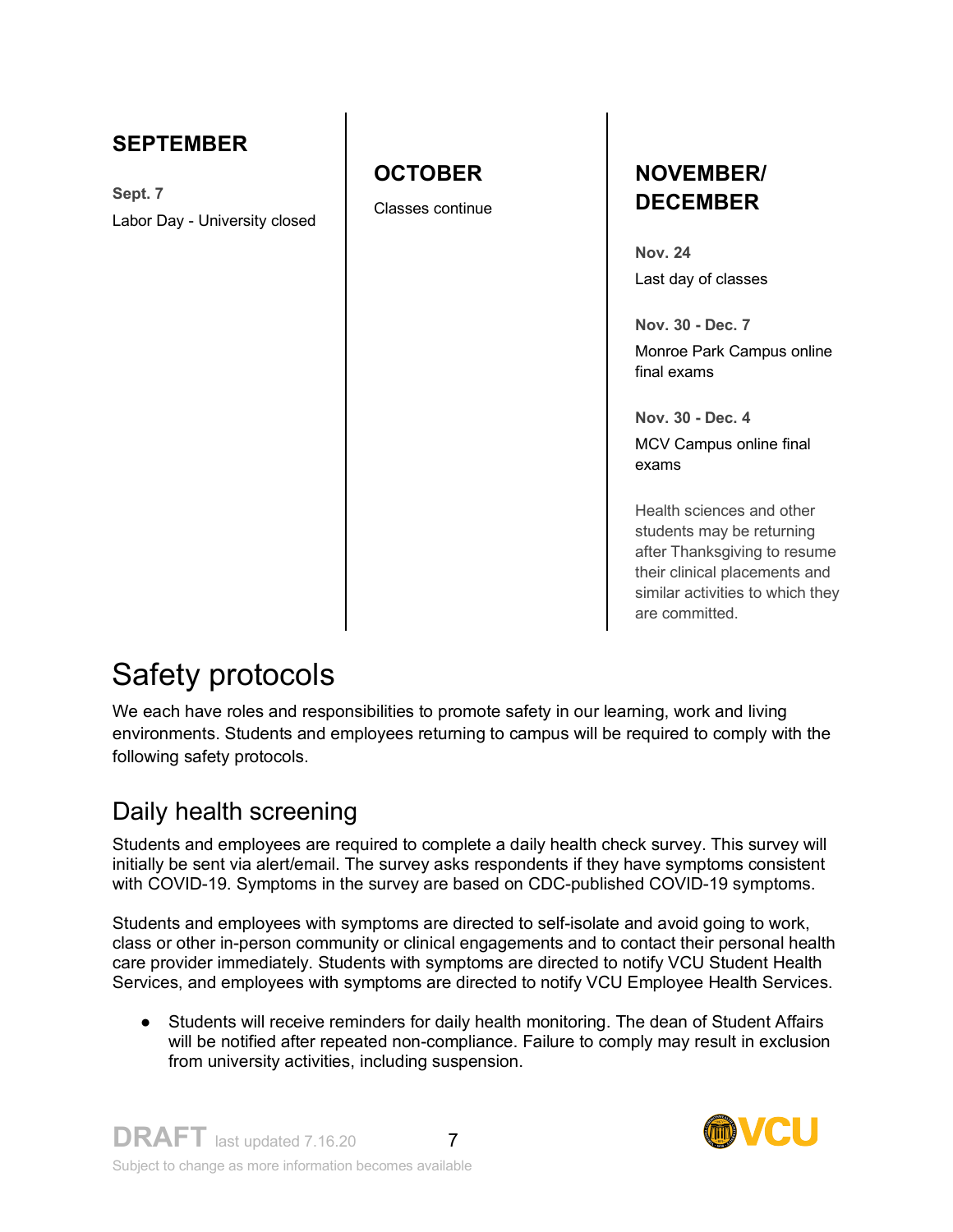## SEPTEMBER

**Sept. 7**

Labor Day - University closed

## OCTOBER

Classes continue

## NOVEMBER/ DECEMBER

**Nov. 24**

Last day of classes

**Nov. 30 - Dec. 7**

Monroe Park Campus online final exams

**Nov. 30 - Dec. 4**

MCV Campus online final exams

Health sciences and other students may be returning after Thanksgiving to resume their clinical placements and similar activities to which they are committed.

# Safety protocols

We each have roles and responsibilities to promote safety in our learning, work and living environments. Students and employees returning to campus will be required to comply with the following safety protocols.

## Daily health screening

Students and employees are required to complete a daily health check survey. This survey will initially be sent via alert/email. The survey asks respondents if they have symptoms consistent with COVID-19. Symptoms in the survey are based on CDC-published COVID-19 symptoms.

Students and employees with symptoms are directed to self-isolate and avoid going to work, class or other in-person community or clinical engagements and to contact their personal health care provider immediately. Students with symptoms are directed to notify VCU Student Health Services, and employees with symptoms are directed to notify VCU Employee Health Services.

- Students will receive reminders for daily health monitoring. The dean of Student Affairs will be notified after repeated non-compliance. Failure to comply may result in exclusion from university activities, including suspension.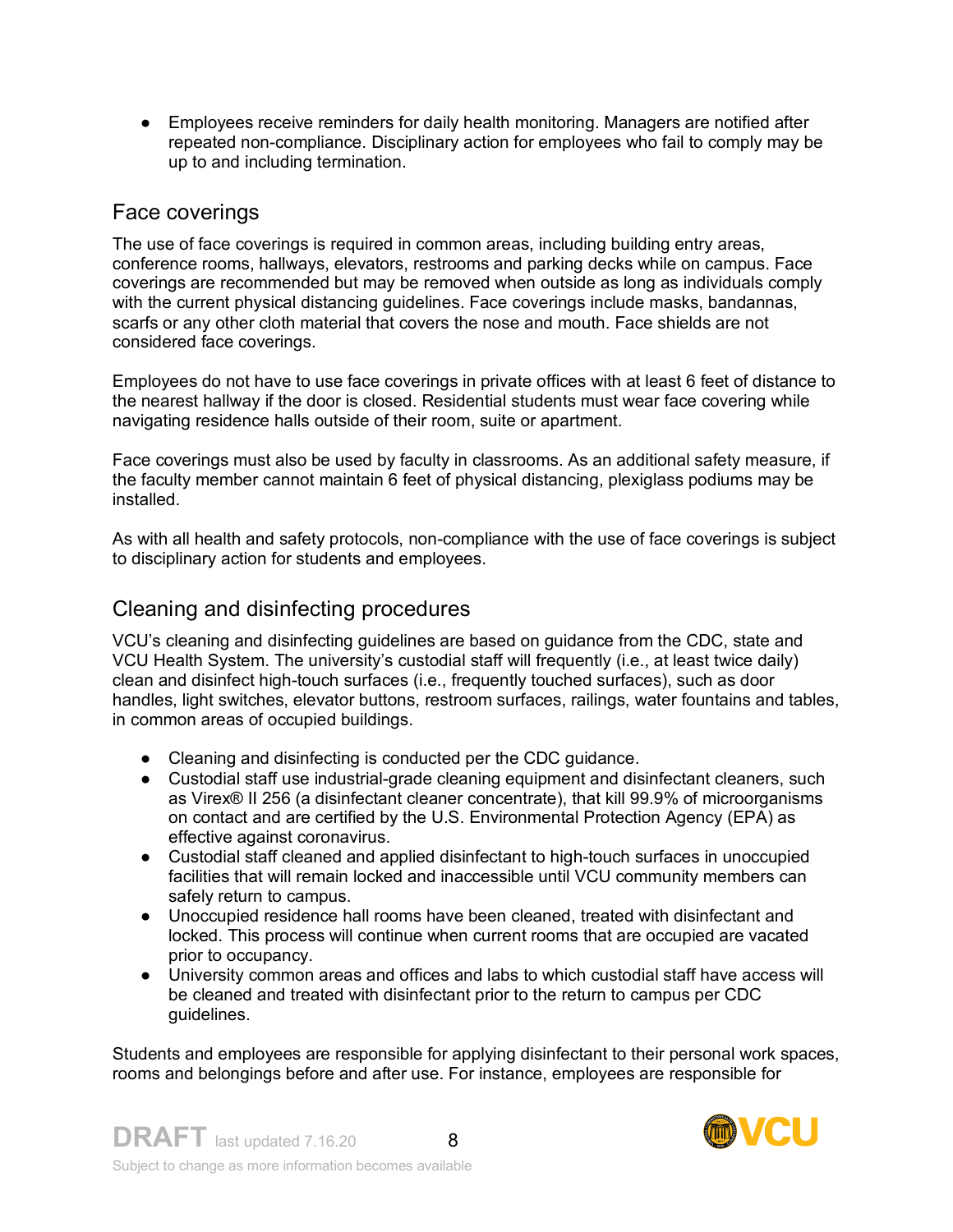- Employees receive reminders for daily health monitoring. Managers are notified after repeated non-compliance. Disciplinary action for employees who fail to comply may be up to and including termination.

## Face coverings

The use of face coverings is required in common areas, including building entry areas, conference rooms, hallways, elevators, restrooms and parking decks while on campus. Face coverings are recommended but may be removed when outside as long as individuals comply with the current physical distancing guidelines. Face coverings include masks, bandannas, scarfs or any other cloth material that covers the nose and mouth. Face shields are not considered face coverings.

Employees do not have to use face coverings in private offices with at least 6 feet of distance to the nearest hallway if the door is closed. Residential students must wear face covering while navigating residence halls outside of their room, suite or apartment.

Face coverings must also be used by faculty in classrooms. As an additional safety measure, if the faculty member cannot maintain 6 feet of physical distancing, plexiglass podiums may be installed.

As with all health and safety protocols, non-compliance with the use of face coverings is subject to disciplinary action for students and employees.

## Cleaning and disinfecting procedures

VCU's cleaning and disinfecting guidelines are based on guidance from the CDC, state and VCU Health System. The university's custodial staff will frequently (i.e., at least twice daily) clean and disinfect high-touch surfaces (i.e., frequently touched surfaces), such as door handles, light switches, elevator buttons, restroom surfaces, railings, water fountains and tables, in common areas of occupied buildings.

- Cleaning and disinfecting is conducted per the CDC guidance.
- Custodial staff use industrial-grade cleaning equipment and disinfectant cleaners, such as Virex® II 256 (a disinfectant cleaner concentrate), that kill 99.9% of microorganisms on contact and are certified by the U.S. Environmental Protection Agency (EPA) as effective against coronavirus.
- Custodial staff cleaned and applied disinfectant to high-touch surfaces in unoccupied facilities that will remain locked and inaccessible until VCU community members can safely return to campus.
- Unoccupied residence hall rooms have been cleaned, treated with disinfectant and locked. This process will continue when current rooms that are occupied are vacated prior to occupancy.
- University common areas and offices and labs to which custodial staff have access will be cleaned and treated with disinfectant prior to the return to campus per CDC guidelines.

Students and employees are responsible for applying disinfectant to their personal work spaces, rooms and belongings before and after use. For instance, employees are responsible for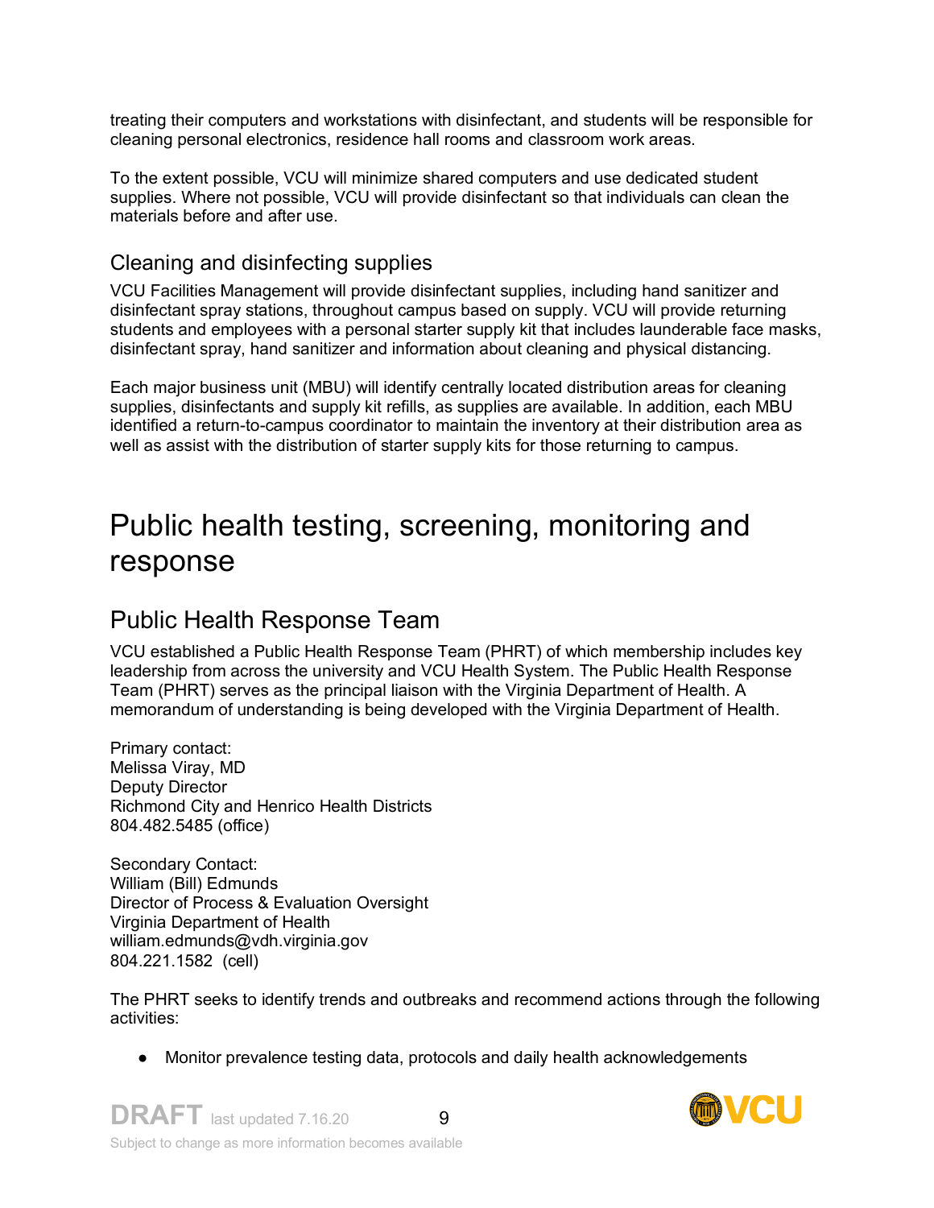treating their computers and workstations with disinfectant, and students will be responsible for cleaning personal electronics, residence hall rooms and classroom work areas.

To the extent possible, VCU will minimize shared computers and use dedicated student supplies. Where not possible, VCU will provide disinfectant so that individuals can clean the materials before and after use.

## Cleaning and disinfecting supplies

VCU Facilities Management will provide disinfectant supplies, including hand sanitizer and disinfectant spray stations, throughout campus based on supply. VCU will provide returning students and employees with a personal starter supply kit that includes launderable face masks, disinfectant spray, hand sanitizer and information about cleaning and physical distancing.

Each major business unit (MBU) will identify centrally located distribution areas for cleaning supplies, disinfectants and supply kit refills, as supplies are available. In addition, each MBU identified a return-to-campus coordinator to maintain the inventory at their distribution area as well as assist with the distribution of starter supply kits for those returning to campus.

# Public health testing, screening, monitoring and response

## Public Health Response Team

VCU established a Public Health Response Team (PHRT) of which membership includes key leadership from across the university and VCU Health System. The Public Health Response Team (PHRT) serves as the principal liaison with the Virginia Department of Health. A memorandum of understanding is being developed with the Virginia Department of Health.

Primary contact:
Melissa Viray, MD
Deputy Director
Richmond City and Henrico Health Districts
804.482.5485 (office)

Secondary Contact:
William (Bill) Edmunds
Director of Process & Evaluation Oversight
Virginia Department of Health
william.edmunds@vdh.virginia.gov
804.221.1582 (cell)

The PHRT seeks to identify trends and outbreaks and recommend actions through the following activities:

- Monitor prevalence testing data, protocols and daily health acknowledgements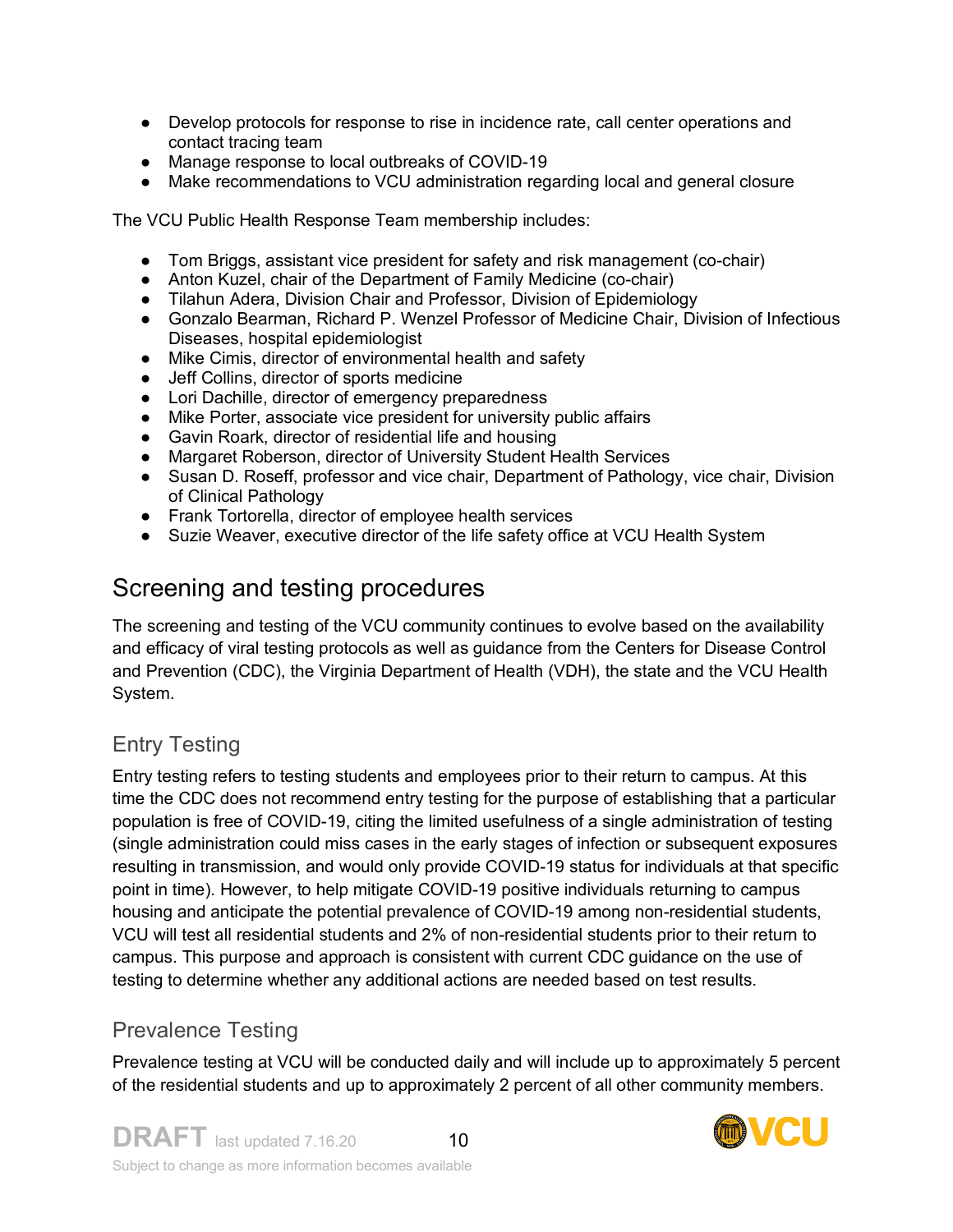- Develop protocols for response to rise in incidence rate, call center operations and contact tracing team
- Manage response to local outbreaks of COVID-19
- Make recommendations to VCU administration regarding local and general closure

The VCU Public Health Response Team membership includes:

- Tom Briggs, assistant vice president for safety and risk management (co-chair)
- Anton Kuzel, chair of the Department of Family Medicine (co-chair)
- Tilahun Adera, Division Chair and Professor, Division of Epidemiology
- Gonzalo Bearman, Richard P. Wenzel Professor of Medicine Chair, Division of Infectious Diseases, hospital epidemiologist
- Mike Cimis, director of environmental health and safety
- Jeff Collins, director of sports medicine
- Lori Dachille, director of emergency preparedness
- Mike Porter, associate vice president for university public affairs
- Gavin Roark, director of residential life and housing
- Margaret Roberson, director of University Student Health Services
- Susan D. Roseff, professor and vice chair, Department of Pathology, vice chair, Division of Clinical Pathology
- Frank Tortorella, director of employee health services
- Suzie Weaver, executive director of the life safety office at VCU Health System

## Screening and testing procedures

The screening and testing of the VCU community continues to evolve based on the availability and efficacy of viral testing protocols as well as guidance from the Centers for Disease Control and Prevention (CDC), the Virginia Department of Health (VDH), the state and the VCU Health System.

### Entry Testing

Entry testing refers to testing students and employees prior to their return to campus. At this time the CDC does not recommend entry testing for the purpose of establishing that a particular population is free of COVID-19, citing the limited usefulness of a single administration of testing (single administration could miss cases in the early stages of infection or subsequent exposures resulting in transmission, and would only provide COVID-19 status for individuals at that specific point in time). However, to help mitigate COVID-19 positive individuals returning to campus housing and anticipate the potential prevalence of COVID-19 among non-residential students, VCU will test all residential students and 2% of non-residential students prior to their return to campus. This purpose and approach is consistent with current CDC guidance on the use of testing to determine whether any additional actions are needed based on test results.

### Prevalence Testing

Prevalence testing at VCU will be conducted daily and will include up to approximately 5 percent of the residential students and up to approximately 2 percent of all other community members.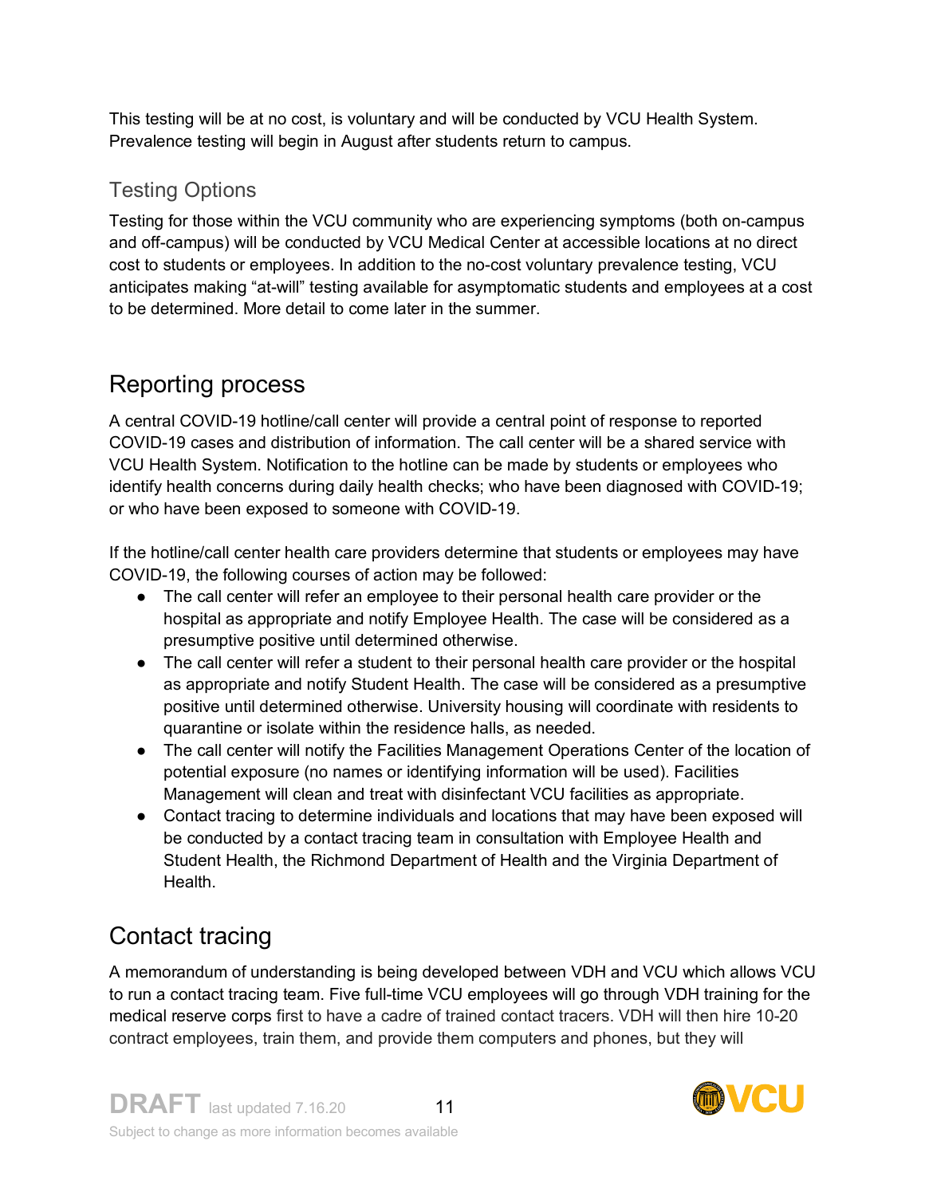This testing will be at no cost, is voluntary and will be conducted by VCU Health System. Prevalence testing will begin in August after students return to campus.

### Testing Options

Testing for those within the VCU community who are experiencing symptoms (both on-campus and off-campus) will be conducted by VCU Medical Center at accessible locations at no direct cost to students or employees. In addition to the no-cost voluntary prevalence testing, VCU anticipates making "at-will" testing available for asymptomatic students and employees at a cost to be determined. More detail to come later in the summer.

## Reporting process

A central COVID-19 hotline/call center will provide a central point of response to reported COVID-19 cases and distribution of information. The call center will be a shared service with VCU Health System. Notification to the hotline can be made by students or employees who identify health concerns during daily health checks; who have been diagnosed with COVID-19; or who have been exposed to someone with COVID-19.

If the hotline/call center health care providers determine that students or employees may have COVID-19, the following courses of action may be followed:

- The call center will refer an employee to their personal health care provider or the hospital as appropriate and notify Employee Health. The case will be considered as a presumptive positive until determined otherwise.
- The call center will refer a student to their personal health care provider or the hospital as appropriate and notify Student Health. The case will be considered as a presumptive positive until determined otherwise. University housing will coordinate with residents to quarantine or isolate within the residence halls, as needed.
- The call center will notify the Facilities Management Operations Center of the location of potential exposure (no names or identifying information will be used). Facilities Management will clean and treat with disinfectant VCU facilities as appropriate.
- Contact tracing to determine individuals and locations that may have been exposed will be conducted by a contact tracing team in consultation with Employee Health and Student Health, the Richmond Department of Health and the Virginia Department of Health.

## Contact tracing

A memorandum of understanding is being developed between VDH and VCU which allows VCU to run a contact tracing team. Five full-time VCU employees will go through VDH training for the medical reserve corps first to have a cadre of trained contact tracers. VDH will then hire 10-20 contract employees, train them, and provide them computers and phones, but they will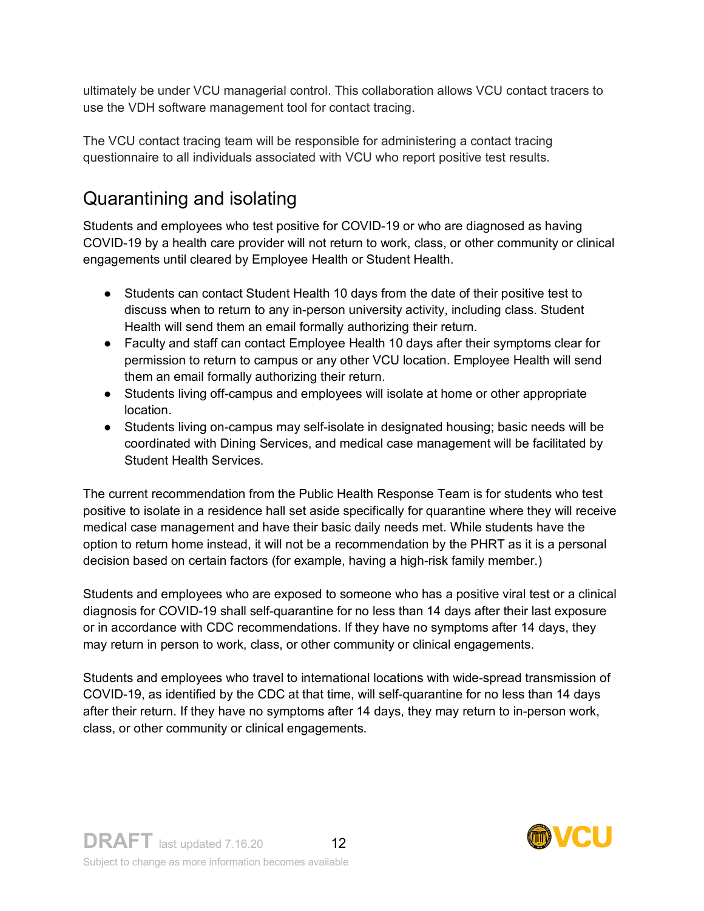ultimately be under VCU managerial control. This collaboration allows VCU contact tracers to use the VDH software management tool for contact tracing.

The VCU contact tracing team will be responsible for administering a contact tracing questionnaire to all individuals associated with VCU who report positive test results.

## Quarantining and isolating

Students and employees who test positive for COVID-19 or who are diagnosed as having COVID-19 by a health care provider will not return to work, class, or other community or clinical engagements until cleared by Employee Health or Student Health.

- Students can contact Student Health 10 days from the date of their positive test to discuss when to return to any in-person university activity, including class. Student Health will send them an email formally authorizing their return.
- Faculty and staff can contact Employee Health 10 days after their symptoms clear for permission to return to campus or any other VCU location. Employee Health will send them an email formally authorizing their return.
- Students living off-campus and employees will isolate at home or other appropriate location.
- Students living on-campus may self-isolate in designated housing; basic needs will be coordinated with Dining Services, and medical case management will be facilitated by Student Health Services.

The current recommendation from the Public Health Response Team is for students who test positive to isolate in a residence hall set aside specifically for quarantine where they will receive medical case management and have their basic daily needs met. While students have the option to return home instead, it will not be a recommendation by the PHRT as it is a personal decision based on certain factors (for example, having a high-risk family member.)

Students and employees who are exposed to someone who has a positive viral test or a clinical diagnosis for COVID-19 shall self-quarantine for no less than 14 days after their last exposure or in accordance with CDC recommendations. If they have no symptoms after 14 days, they may return in person to work, class, or other community or clinical engagements.

Students and employees who travel to international locations with wide-spread transmission of COVID-19, as identified by the CDC at that time, will self-quarantine for no less than 14 days after their return. If they have no symptoms after 14 days, they may return to in-person work, class, or other community or clinical engagements.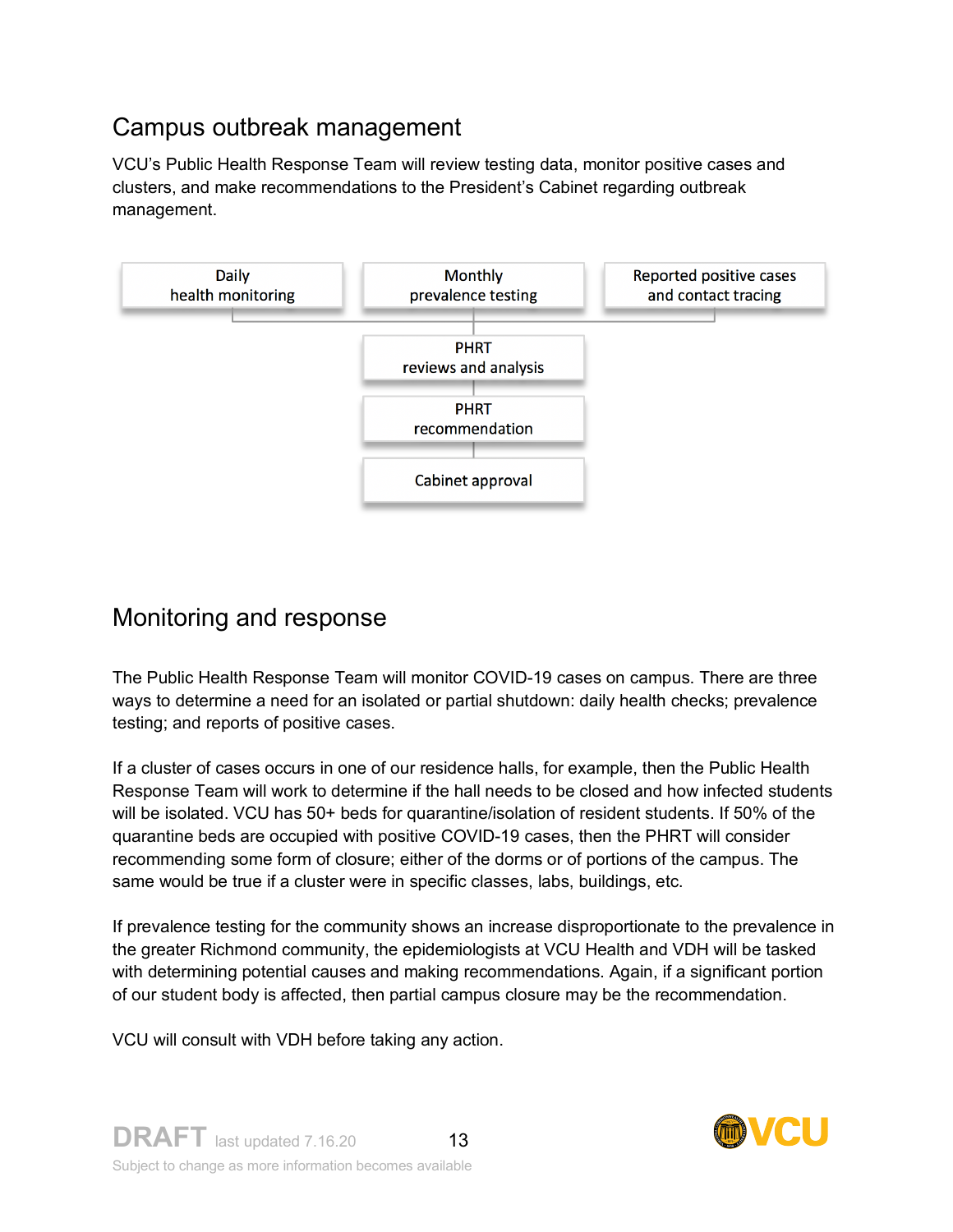## Campus outbreak management

VCU's Public Health Response Team will review testing data, monitor positive cases and clusters, and make recommendations to the President's Cabinet regarding outbreak management.

Daily health monitoring | Monthly prevalence testing | Reported positive cases and contact tracing

PHRT reviews and analysis

PHRT recommendation

Cabinet approval

## Monitoring and response

The Public Health Response Team will monitor COVID-19 cases on campus. There are three ways to determine a need for an isolated or partial shutdown: daily health checks; prevalence testing; and reports of positive cases.

If a cluster of cases occurs in one of our residence halls, for example, then the Public Health Response Team will work to determine if the hall needs to be closed and how infected students will be isolated. VCU has 50+ beds for quarantine/isolation of resident students. If 50% of the quarantine beds are occupied with positive COVID-19 cases, then the PHRT will consider recommending some form of closure; either of the dorms or of portions of the campus. The same would be true if a cluster were in specific classes, labs, buildings, etc.

If prevalence testing for the community shows an increase disproportionate to the prevalence in the greater Richmond community, the epidemiologists at VCU Health and VDH will be tasked with determining potential causes and making recommendations. Again, if a significant portion of our student body is affected, then partial campus closure may be the recommendation.

VCU will consult with VDH before taking any action.

**DRAFT** last updated 7.16.20

Subject to change as more information becomes available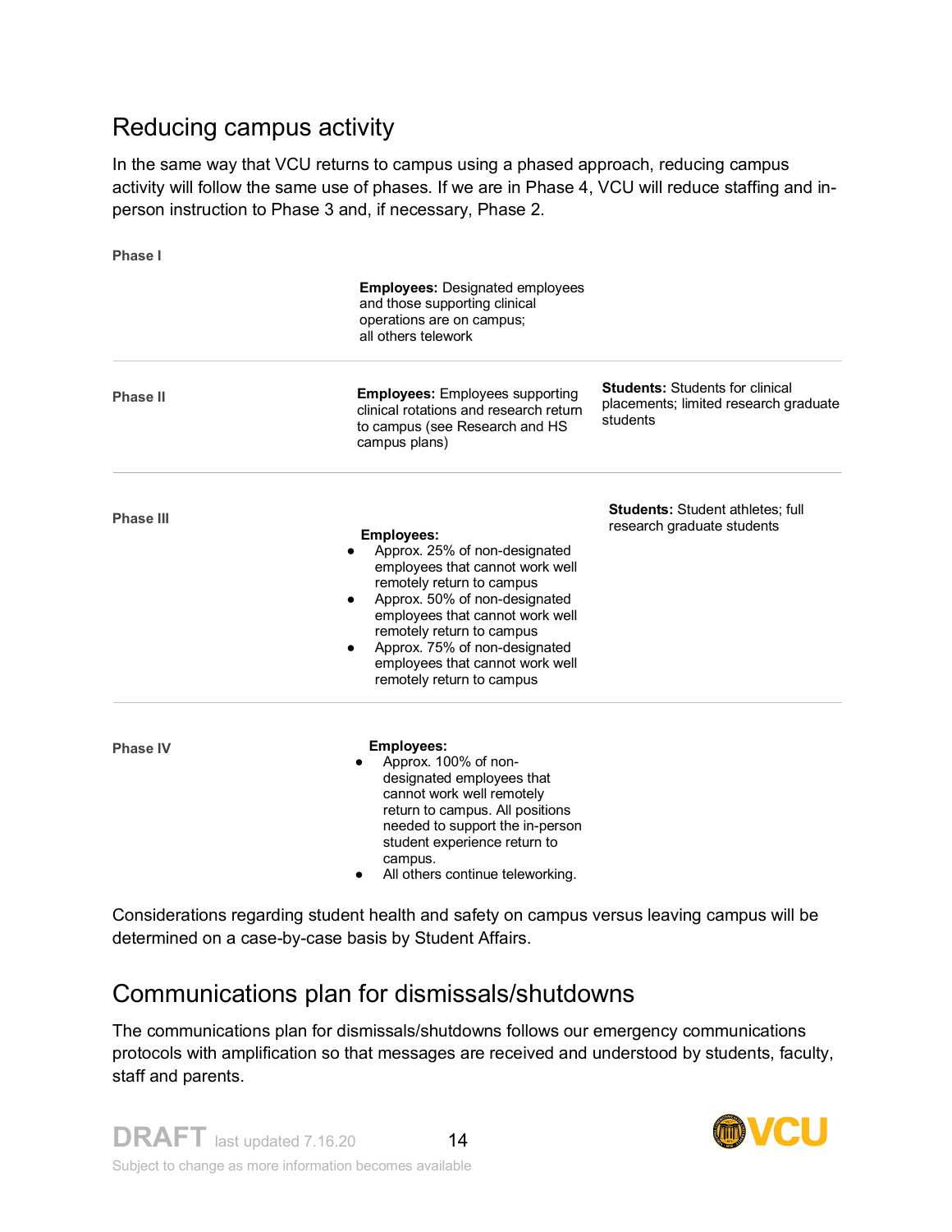## Reducing campus activity

In the same way that VCU returns to campus using a phased approach, reducing campus activity will follow the same use of phases. If we are in Phase 4, VCU will reduce staffing and in-person instruction to Phase 3 and, if necessary, Phase 2.

| Phase | Employees | Students |
|---|---|---|
| **Phase I** | **Employees:** Designated employees and those supporting clinical operations are on campus; all others telework | |
| **Phase II** | **Employees:** Employees supporting clinical rotations and research return to campus (see Research and HS campus plans) | **Students:** Students for clinical placements; limited research graduate students |
| **Phase III** | **Employees:** <br>• Approx. 25% of non-designated employees that cannot work well remotely return to campus<br>• Approx. 50% of non-designated employees that cannot work well remotely return to campus<br>• Approx. 75% of non-designated employees that cannot work well remotely return to campus | **Students:** Student athletes; full research graduate students |
| **Phase IV** | **Employees:** <br>• Approx. 100% of non-designated employees that cannot work well remotely return to campus. All positions needed to support the in-person student experience return to campus.<br>• All others continue teleworking. | |

Considerations regarding student health and safety on campus versus leaving campus will be determined on a case-by-case basis by Student Affairs.

## Communications plan for dismissals/shutdowns

The communications plan for dismissals/shutdowns follows our emergency communications protocols with amplification so that messages are received and understood by students, faculty, staff and parents.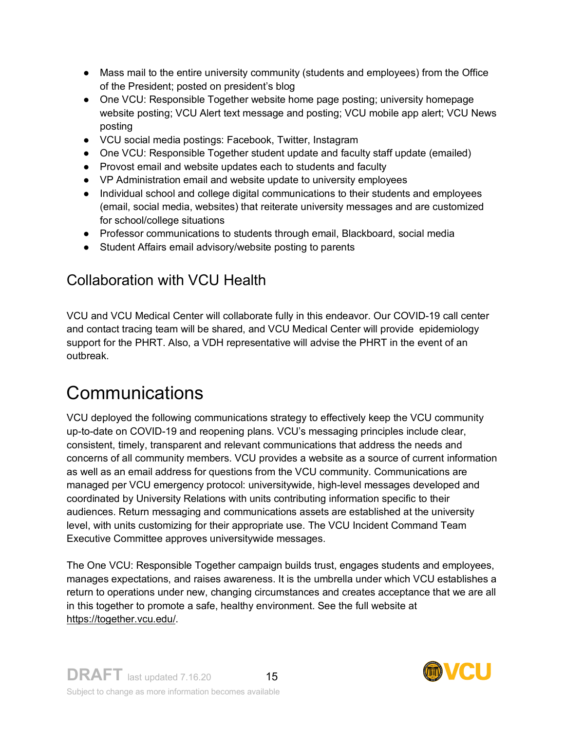- Mass mail to the entire university community (students and employees) from the Office of the President; posted on president's blog
- One VCU: Responsible Together website home page posting; university homepage website posting; VCU Alert text message and posting; VCU mobile app alert; VCU News posting
- VCU social media postings: Facebook, Twitter, Instagram
- One VCU: Responsible Together student update and faculty staff update (emailed)
- Provost email and website updates each to students and faculty
- VP Administration email and website update to university employees
- Individual school and college digital communications to their students and employees (email, social media, websites) that reiterate university messages and are customized for school/college situations
- Professor communications to students through email, Blackboard, social media
- Student Affairs email advisory/website posting to parents

## Collaboration with VCU Health

VCU and VCU Medical Center will collaborate fully in this endeavor. Our COVID-19 call center and contact tracing team will be shared, and VCU Medical Center will provide epidemiology support for the PHRT. Also, a VDH representative will advise the PHRT in the event of an outbreak.

# Communications

VCU deployed the following communications strategy to effectively keep the VCU community up-to-date on COVID-19 and reopening plans. VCU's messaging principles include clear, consistent, timely, transparent and relevant communications that address the needs and concerns of all community members. VCU provides a website as a source of current information as well as an email address for questions from the VCU community. Communications are managed per VCU emergency protocol: universitywide, high-level messages developed and coordinated by University Relations with units contributing information specific to their audiences. Return messaging and communications assets are established at the university level, with units customizing for their appropriate use. The VCU Incident Command Team Executive Committee approves universitywide messages.

The One VCU: Responsible Together campaign builds trust, engages students and employees, manages expectations, and raises awareness. It is the umbrella under which VCU establishes a return to operations under new, changing circumstances and creates acceptance that we are all in this together to promote a safe, healthy environment. See the full website at https://together.vcu.edu/.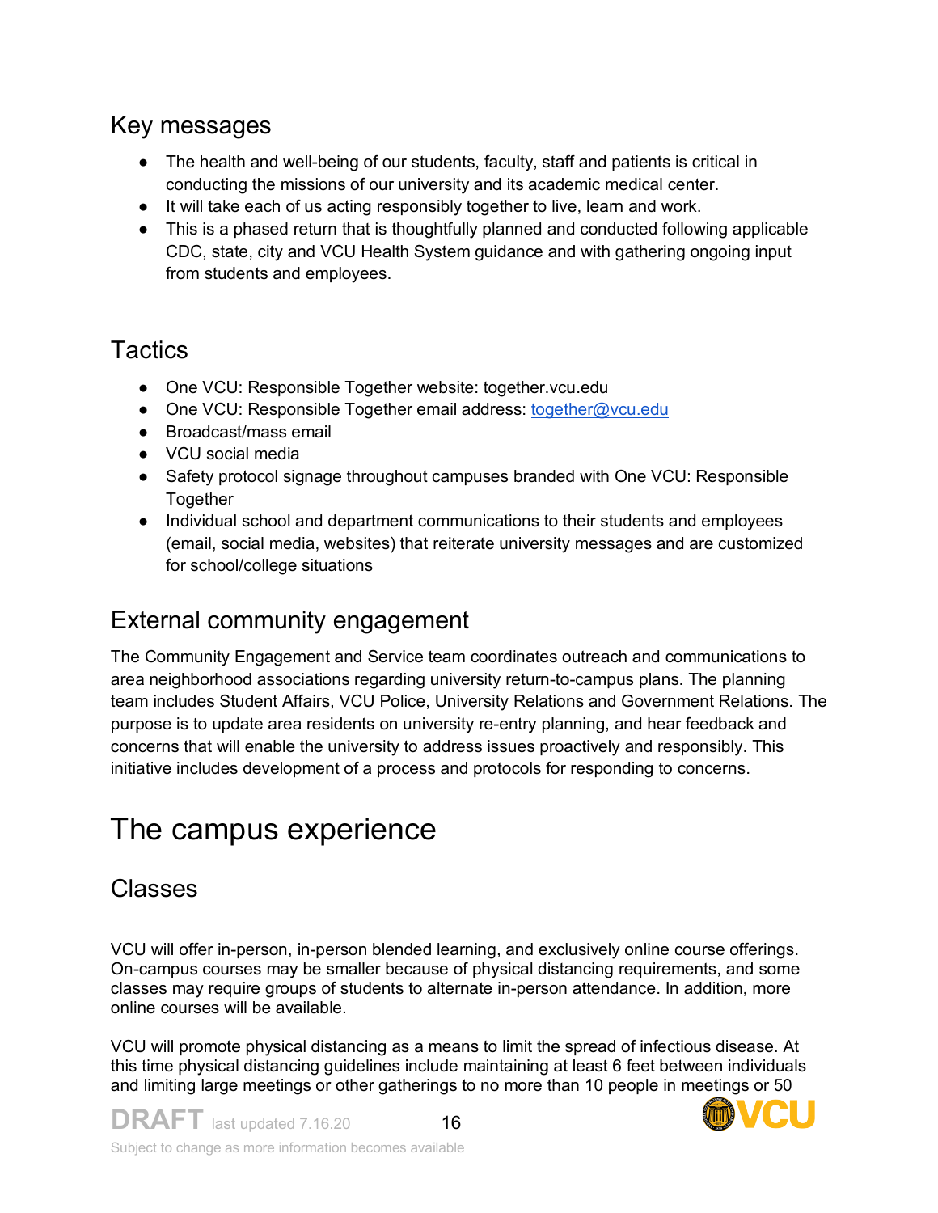## Key messages

- The health and well-being of our students, faculty, staff and patients is critical in conducting the missions of our university and its academic medical center.
- It will take each of us acting responsibly together to live, learn and work.
- This is a phased return that is thoughtfully planned and conducted following applicable CDC, state, city and VCU Health System guidance and with gathering ongoing input from students and employees.

## Tactics

- One VCU: Responsible Together website: together.vcu.edu
- One VCU: Responsible Together email address: together@vcu.edu
- Broadcast/mass email
- VCU social media
- Safety protocol signage throughout campuses branded with One VCU: Responsible Together
- Individual school and department communications to their students and employees (email, social media, websites) that reiterate university messages and are customized for school/college situations

## External community engagement

The Community Engagement and Service team coordinates outreach and communications to area neighborhood associations regarding university return-to-campus plans. The planning team includes Student Affairs, VCU Police, University Relations and Government Relations. The purpose is to update area residents on university re-entry planning, and hear feedback and concerns that will enable the university to address issues proactively and responsibly. This initiative includes development of a process and protocols for responding to concerns.

# The campus experience

## Classes

VCU will offer in-person, in-person blended learning, and exclusively online course offerings. On-campus courses may be smaller because of physical distancing requirements, and some classes may require groups of students to alternate in-person attendance. In addition, more online courses will be available.

VCU will promote physical distancing as a means to limit the spread of infectious disease. At this time physical distancing guidelines include maintaining at least 6 feet between individuals and limiting large meetings or other gatherings to no more than 10 people in meetings or 50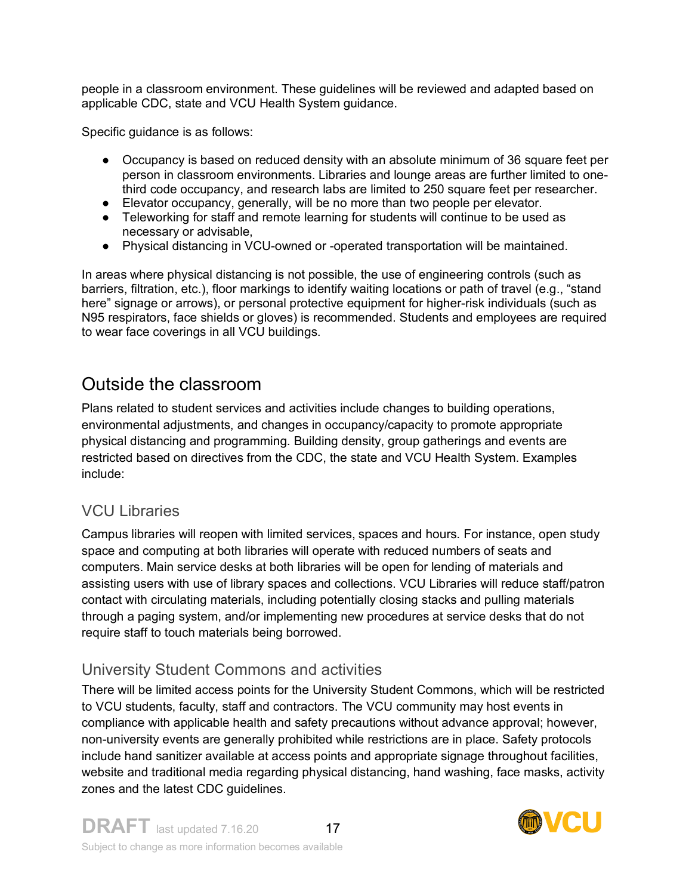people in a classroom environment. These guidelines will be reviewed and adapted based on applicable CDC, state and VCU Health System guidance.

Specific guidance is as follows:

- Occupancy is based on reduced density with an absolute minimum of 36 square feet per person in classroom environments. Libraries and lounge areas are further limited to one-third code occupancy, and research labs are limited to 250 square feet per researcher.
- Elevator occupancy, generally, will be no more than two people per elevator.
- Teleworking for staff and remote learning for students will continue to be used as necessary or advisable,
- Physical distancing in VCU-owned or -operated transportation will be maintained.

In areas where physical distancing is not possible, the use of engineering controls (such as barriers, filtration, etc.), floor markings to identify waiting locations or path of travel (e.g., "stand here" signage or arrows), or personal protective equipment for higher-risk individuals (such as N95 respirators, face shields or gloves) is recommended. Students and employees are required to wear face coverings in all VCU buildings.

## Outside the classroom

Plans related to student services and activities include changes to building operations, environmental adjustments, and changes in occupancy/capacity to promote appropriate physical distancing and programming. Building density, group gatherings and events are restricted based on directives from the CDC, the state and VCU Health System. Examples include:

### VCU Libraries

Campus libraries will reopen with limited services, spaces and hours. For instance, open study space and computing at both libraries will operate with reduced numbers of seats and computers. Main service desks at both libraries will be open for lending of materials and assisting users with use of library spaces and collections. VCU Libraries will reduce staff/patron contact with circulating materials, including potentially closing stacks and pulling materials through a paging system, and/or implementing new procedures at service desks that do not require staff to touch materials being borrowed.

### University Student Commons and activities

There will be limited access points for the University Student Commons, which will be restricted to VCU students, faculty, staff and contractors. The VCU community may host events in compliance with applicable health and safety precautions without advance approval; however, non-university events are generally prohibited while restrictions are in place. Safety protocols include hand sanitizer available at access points and appropriate signage throughout facilities, website and traditional media regarding physical distancing, hand washing, face masks, activity zones and the latest CDC guidelines.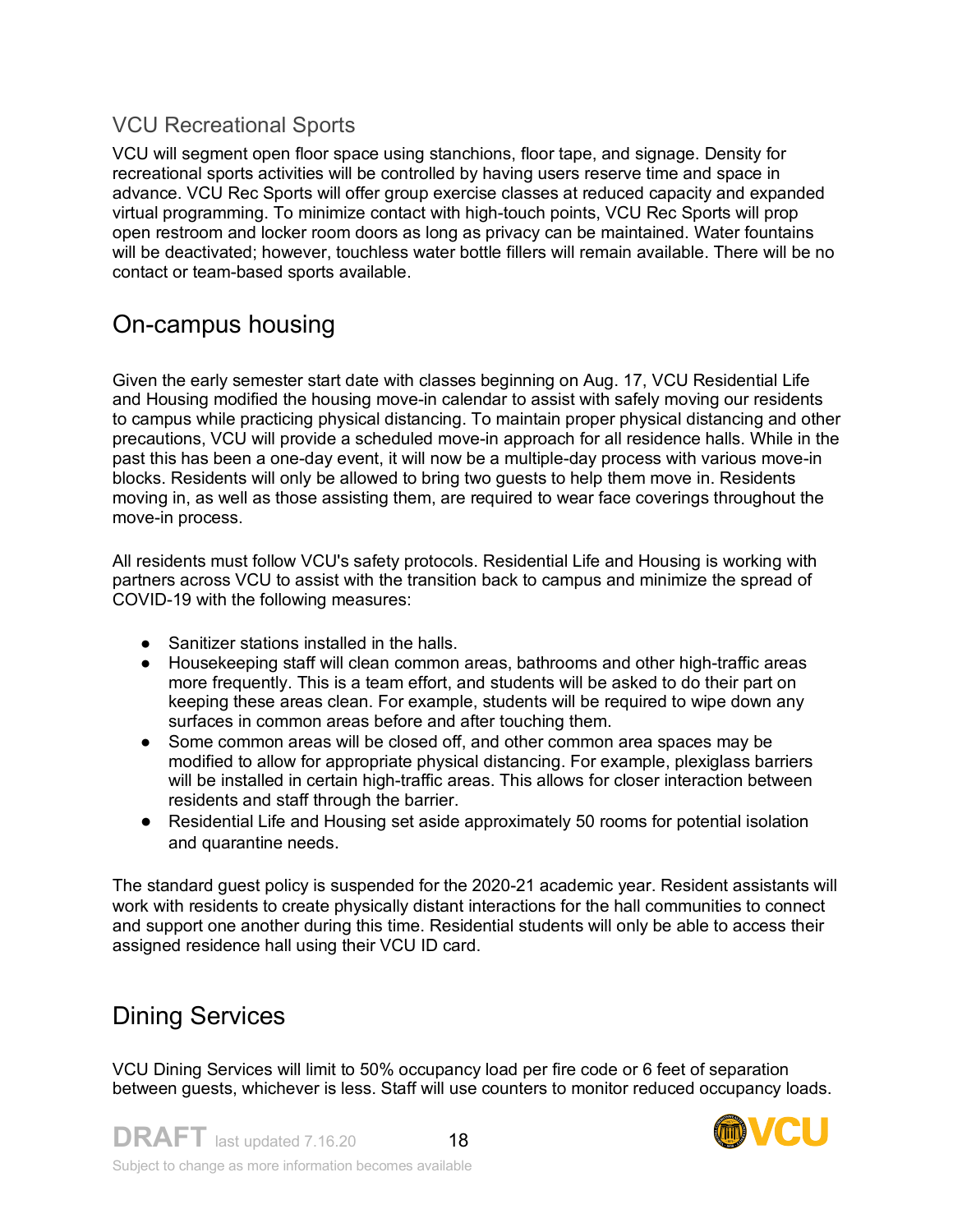### VCU Recreational Sports

VCU will segment open floor space using stanchions, floor tape, and signage. Density for recreational sports activities will be controlled by having users reserve time and space in advance. VCU Rec Sports will offer group exercise classes at reduced capacity and expanded virtual programming. To minimize contact with high-touch points, VCU Rec Sports will prop open restroom and locker room doors as long as privacy can be maintained. Water fountains will be deactivated; however, touchless water bottle fillers will remain available. There will be no contact or team-based sports available.

## On-campus housing

Given the early semester start date with classes beginning on Aug. 17, VCU Residential Life and Housing modified the housing move-in calendar to assist with safely moving our residents to campus while practicing physical distancing. To maintain proper physical distancing and other precautions, VCU will provide a scheduled move-in approach for all residence halls. While in the past this has been a one-day event, it will now be a multiple-day process with various move-in blocks. Residents will only be allowed to bring two guests to help them move in. Residents moving in, as well as those assisting them, are required to wear face coverings throughout the move-in process.

All residents must follow VCU's safety protocols. Residential Life and Housing is working with partners across VCU to assist with the transition back to campus and minimize the spread of COVID-19 with the following measures:

- Sanitizer stations installed in the halls.
- Housekeeping staff will clean common areas, bathrooms and other high-traffic areas more frequently. This is a team effort, and students will be asked to do their part on keeping these areas clean. For example, students will be required to wipe down any surfaces in common areas before and after touching them.
- Some common areas will be closed off, and other common area spaces may be modified to allow for appropriate physical distancing. For example, plexiglass barriers will be installed in certain high-traffic areas. This allows for closer interaction between residents and staff through the barrier.
- Residential Life and Housing set aside approximately 50 rooms for potential isolation and quarantine needs.

The standard guest policy is suspended for the 2020-21 academic year. Resident assistants will work with residents to create physically distant interactions for the hall communities to connect and support one another during this time. Residential students will only be able to access their assigned residence hall using their VCU ID card.

## Dining Services

VCU Dining Services will limit to 50% occupancy load per fire code or 6 feet of separation between guests, whichever is less. Staff will use counters to monitor reduced occupancy loads.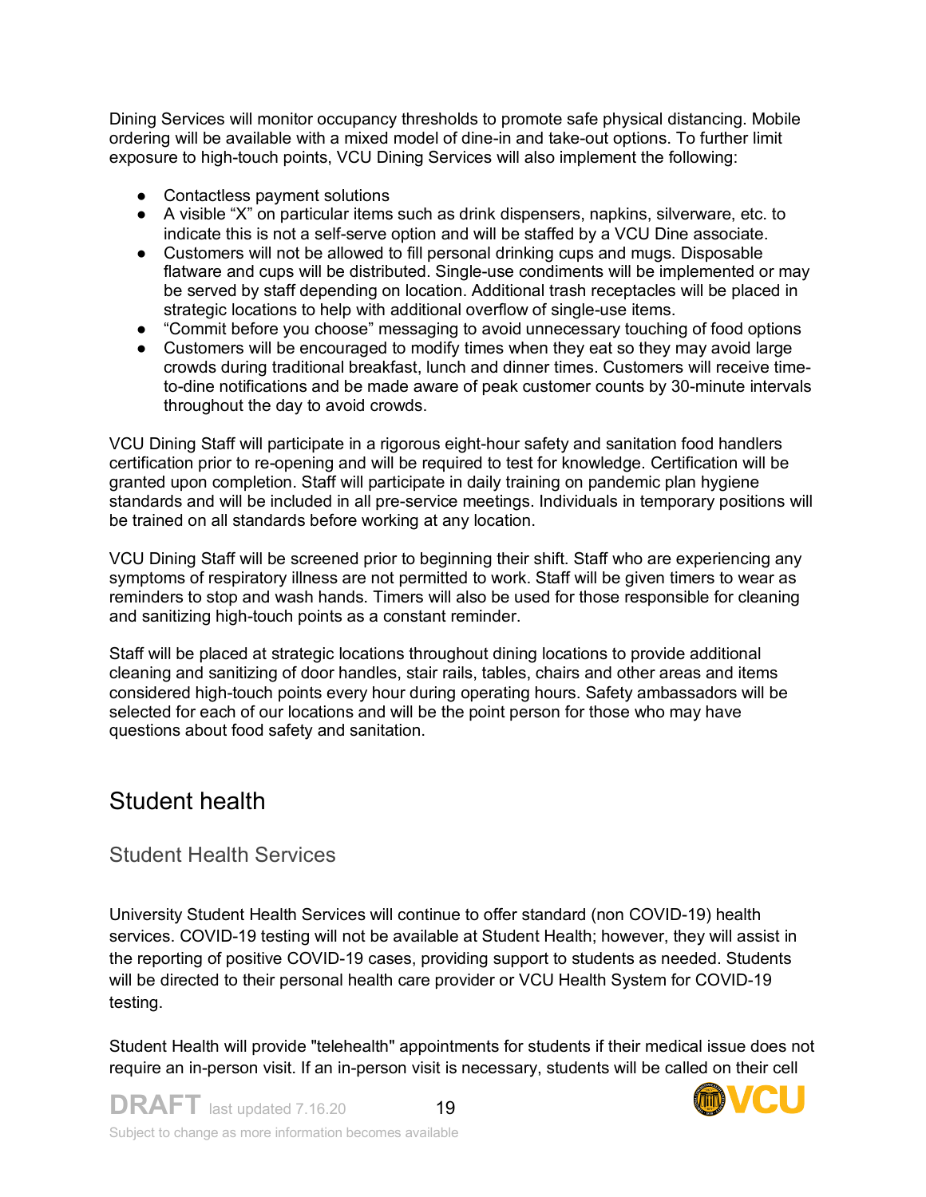Dining Services will monitor occupancy thresholds to promote safe physical distancing. Mobile ordering will be available with a mixed model of dine-in and take-out options. To further limit exposure to high-touch points, VCU Dining Services will also implement the following:

- Contactless payment solutions
- A visible "X" on particular items such as drink dispensers, napkins, silverware, etc. to indicate this is not a self-serve option and will be staffed by a VCU Dine associate.
- Customers will not be allowed to fill personal drinking cups and mugs. Disposable flatware and cups will be distributed. Single-use condiments will be implemented or may be served by staff depending on location. Additional trash receptacles will be placed in strategic locations to help with additional overflow of single-use items.
- "Commit before you choose" messaging to avoid unnecessary touching of food options
- Customers will be encouraged to modify times when they eat so they may avoid large crowds during traditional breakfast, lunch and dinner times. Customers will receive time-to-dine notifications and be made aware of peak customer counts by 30-minute intervals throughout the day to avoid crowds.

VCU Dining Staff will participate in a rigorous eight-hour safety and sanitation food handlers certification prior to re-opening and will be required to test for knowledge. Certification will be granted upon completion. Staff will participate in daily training on pandemic plan hygiene standards and will be included in all pre-service meetings. Individuals in temporary positions will be trained on all standards before working at any location.

VCU Dining Staff will be screened prior to beginning their shift. Staff who are experiencing any symptoms of respiratory illness are not permitted to work. Staff will be given timers to wear as reminders to stop and wash hands. Timers will also be used for those responsible for cleaning and sanitizing high-touch points as a constant reminder.

Staff will be placed at strategic locations throughout dining locations to provide additional cleaning and sanitizing of door handles, stair rails, tables, chairs and other areas and items considered high-touch points every hour during operating hours. Safety ambassadors will be selected for each of our locations and will be the point person for those who may have questions about food safety and sanitation.

## Student health

### Student Health Services

University Student Health Services will continue to offer standard (non COVID-19) health services. COVID-19 testing will not be available at Student Health; however, they will assist in the reporting of positive COVID-19 cases, providing support to students as needed. Students will be directed to their personal health care provider or VCU Health System for COVID-19 testing.

Student Health will provide "telehealth" appointments for students if their medical issue does not require an in-person visit. If an in-person visit is necessary, students will be called on their cell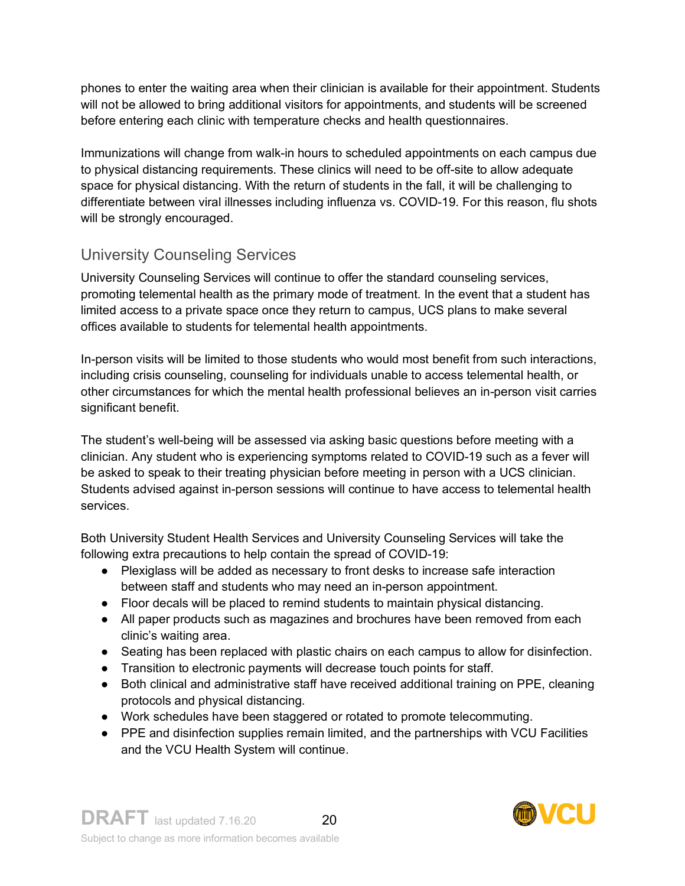phones to enter the waiting area when their clinician is available for their appointment. Students will not be allowed to bring additional visitors for appointments, and students will be screened before entering each clinic with temperature checks and health questionnaires.

Immunizations will change from walk-in hours to scheduled appointments on each campus due to physical distancing requirements. These clinics will need to be off-site to allow adequate space for physical distancing. With the return of students in the fall, it will be challenging to differentiate between viral illnesses including influenza vs. COVID-19. For this reason, flu shots will be strongly encouraged.

## University Counseling Services

University Counseling Services will continue to offer the standard counseling services, promoting telemental health as the primary mode of treatment. In the event that a student has limited access to a private space once they return to campus, UCS plans to make several offices available to students for telemental health appointments.

In-person visits will be limited to those students who would most benefit from such interactions, including crisis counseling, counseling for individuals unable to access telemental health, or other circumstances for which the mental health professional believes an in-person visit carries significant benefit.

The student's well-being will be assessed via asking basic questions before meeting with a clinician. Any student who is experiencing symptoms related to COVID-19 such as a fever will be asked to speak to their treating physician before meeting in person with a UCS clinician. Students advised against in-person sessions will continue to have access to telemental health services.

Both University Student Health Services and University Counseling Services will take the following extra precautions to help contain the spread of COVID-19:

- Plexiglass will be added as necessary to front desks to increase safe interaction between staff and students who may need an in-person appointment.
- Floor decals will be placed to remind students to maintain physical distancing.
- All paper products such as magazines and brochures have been removed from each clinic's waiting area.
- Seating has been replaced with plastic chairs on each campus to allow for disinfection.
- Transition to electronic payments will decrease touch points for staff.
- Both clinical and administrative staff have received additional training on PPE, cleaning protocols and physical distancing.
- Work schedules have been staggered or rotated to promote telecommuting.
- PPE and disinfection supplies remain limited, and the partnerships with VCU Facilities and the VCU Health System will continue.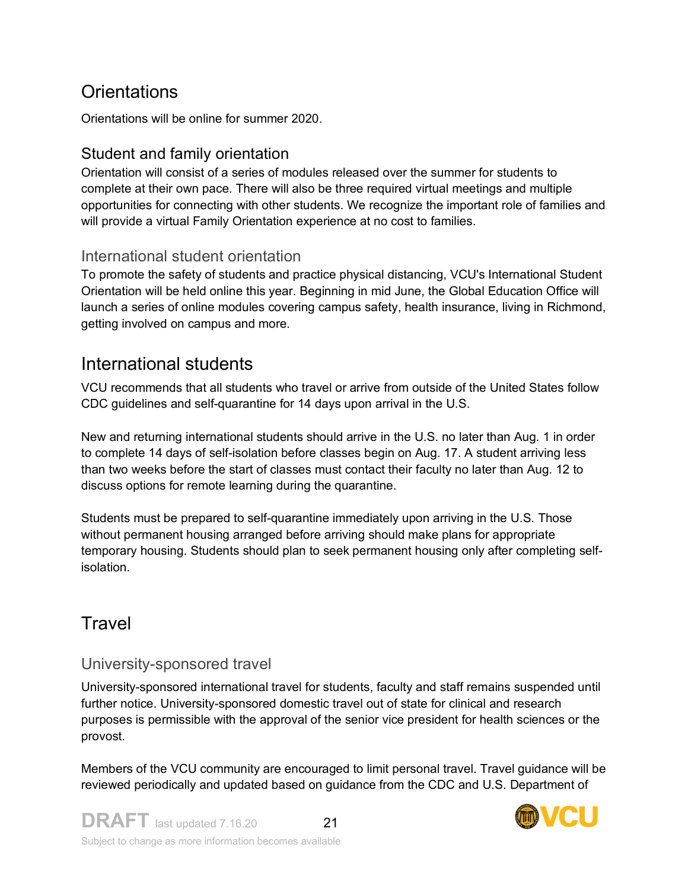## Orientations

Orientations will be online for summer 2020.

### Student and family orientation

Orientation will consist of a series of modules released over the summer for students to complete at their own pace. There will also be three required virtual meetings and multiple opportunities for connecting with other students. We recognize the important role of families and will provide a virtual Family Orientation experience at no cost to families.

### International student orientation

To promote the safety of students and practice physical distancing, VCU's International Student Orientation will be held online this year. Beginning in mid June, the Global Education Office will launch a series of online modules covering campus safety, health insurance, living in Richmond, getting involved on campus and more.

## International students

VCU recommends that all students who travel or arrive from outside of the United States follow CDC guidelines and self-quarantine for 14 days upon arrival in the U.S.

New and returning international students should arrive in the U.S. no later than Aug. 1 in order to complete 14 days of self-isolation before classes begin on Aug. 17. A student arriving less than two weeks before the start of classes must contact their faculty no later than Aug. 12 to discuss options for remote learning during the quarantine.

Students must be prepared to self-quarantine immediately upon arriving in the U.S. Those without permanent housing arranged before arriving should make plans for appropriate temporary housing. Students should plan to seek permanent housing only after completing self-isolation.

## Travel

### University-sponsored travel

University-sponsored international travel for students, faculty and staff remains suspended until further notice. University-sponsored domestic travel out of state for clinical and research purposes is permissible with the approval of the senior vice president for health sciences or the provost.

Members of the VCU community are encouraged to limit personal travel. Travel guidance will be reviewed periodically and updated based on guidance from the CDC and U.S. Department of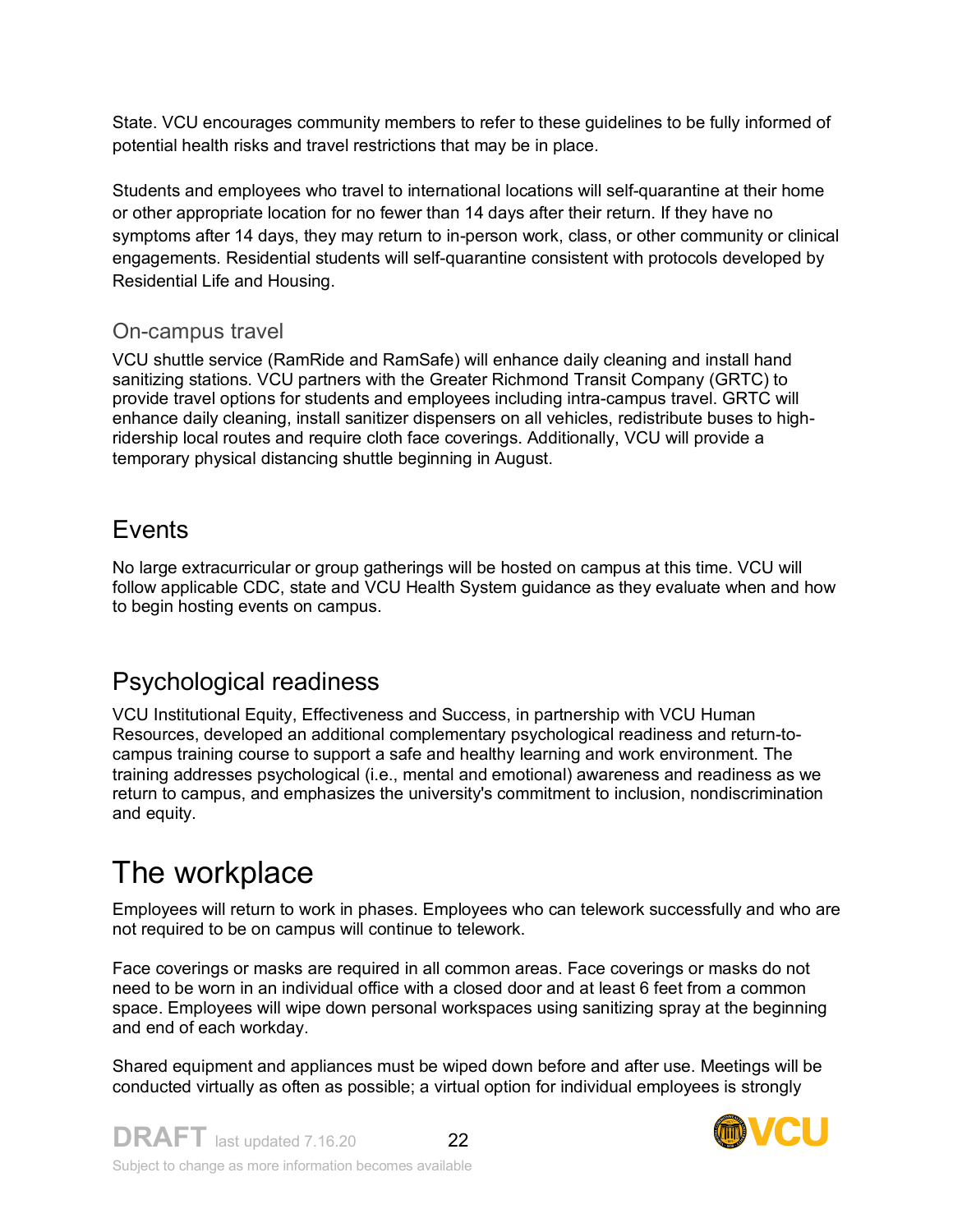State. VCU encourages community members to refer to these guidelines to be fully informed of potential health risks and travel restrictions that may be in place.

Students and employees who travel to international locations will self-quarantine at their home or other appropriate location for no fewer than 14 days after their return. If they have no symptoms after 14 days, they may return to in-person work, class, or other community or clinical engagements. Residential students will self-quarantine consistent with protocols developed by Residential Life and Housing.

### On-campus travel

VCU shuttle service (RamRide and RamSafe) will enhance daily cleaning and install hand sanitizing stations. VCU partners with the Greater Richmond Transit Company (GRTC) to provide travel options for students and employees including intra-campus travel. GRTC will enhance daily cleaning, install sanitizer dispensers on all vehicles, redistribute buses to high-ridership local routes and require cloth face coverings. Additionally, VCU will provide a temporary physical distancing shuttle beginning in August.

## Events

No large extracurricular or group gatherings will be hosted on campus at this time. VCU will follow applicable CDC, state and VCU Health System guidance as they evaluate when and how to begin hosting events on campus.

## Psychological readiness

VCU Institutional Equity, Effectiveness and Success, in partnership with VCU Human Resources, developed an additional complementary psychological readiness and return-to-campus training course to support a safe and healthy learning and work environment. The training addresses psychological (i.e., mental and emotional) awareness and readiness as we return to campus, and emphasizes the university's commitment to inclusion, nondiscrimination and equity.

# The workplace

Employees will return to work in phases. Employees who can telework successfully and who are not required to be on campus will continue to telework.

Face coverings or masks are required in all common areas. Face coverings or masks do not need to be worn in an individual office with a closed door and at least 6 feet from a common space. Employees will wipe down personal workspaces using sanitizing spray at the beginning and end of each workday.

Shared equipment and appliances must be wiped down before and after use. Meetings will be conducted virtually as often as possible; a virtual option for individual employees is strongly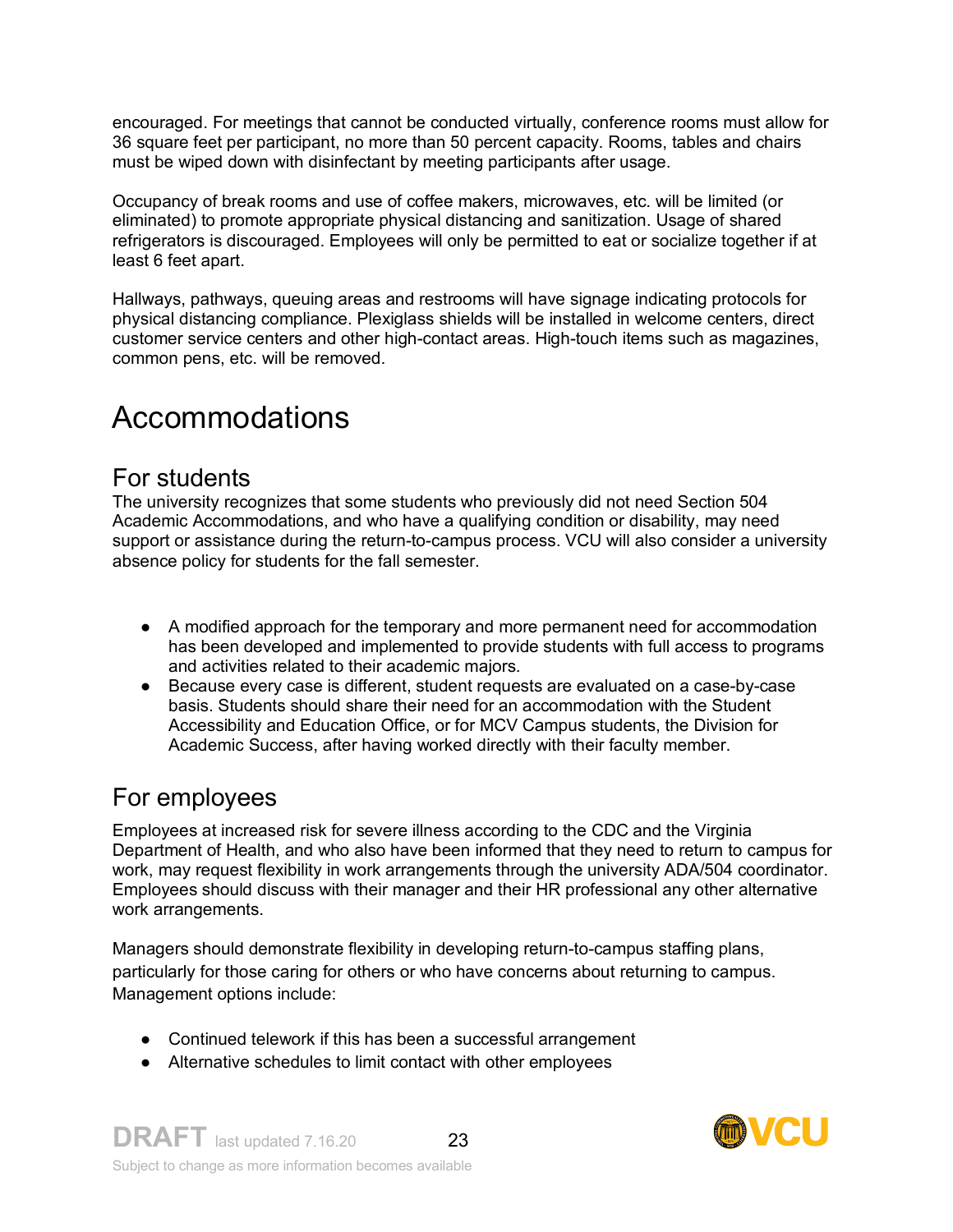encouraged. For meetings that cannot be conducted virtually, conference rooms must allow for 36 square feet per participant, no more than 50 percent capacity. Rooms, tables and chairs must be wiped down with disinfectant by meeting participants after usage.

Occupancy of break rooms and use of coffee makers, microwaves, etc. will be limited (or eliminated) to promote appropriate physical distancing and sanitization. Usage of shared refrigerators is discouraged. Employees will only be permitted to eat or socialize together if at least 6 feet apart.

Hallways, pathways, queuing areas and restrooms will have signage indicating protocols for physical distancing compliance. Plexiglass shields will be installed in welcome centers, direct customer service centers and other high-contact areas. High-touch items such as magazines, common pens, etc. will be removed.

# Accommodations

## For students

The university recognizes that some students who previously did not need Section 504 Academic Accommodations, and who have a qualifying condition or disability, may need support or assistance during the return-to-campus process. VCU will also consider a university absence policy for students for the fall semester.

- A modified approach for the temporary and more permanent need for accommodation has been developed and implemented to provide students with full access to programs and activities related to their academic majors.
- Because every case is different, student requests are evaluated on a case-by-case basis. Students should share their need for an accommodation with the Student Accessibility and Education Office, or for MCV Campus students, the Division for Academic Success, after having worked directly with their faculty member.

## For employees

Employees at increased risk for severe illness according to the CDC and the Virginia Department of Health, and who also have been informed that they need to return to campus for work, may request flexibility in work arrangements through the university ADA/504 coordinator. Employees should discuss with their manager and their HR professional any other alternative work arrangements.

Managers should demonstrate flexibility in developing return-to-campus staffing plans, particularly for those caring for others or who have concerns about returning to campus. Management options include:

- Continued telework if this has been a successful arrangement
- Alternative schedules to limit contact with other employees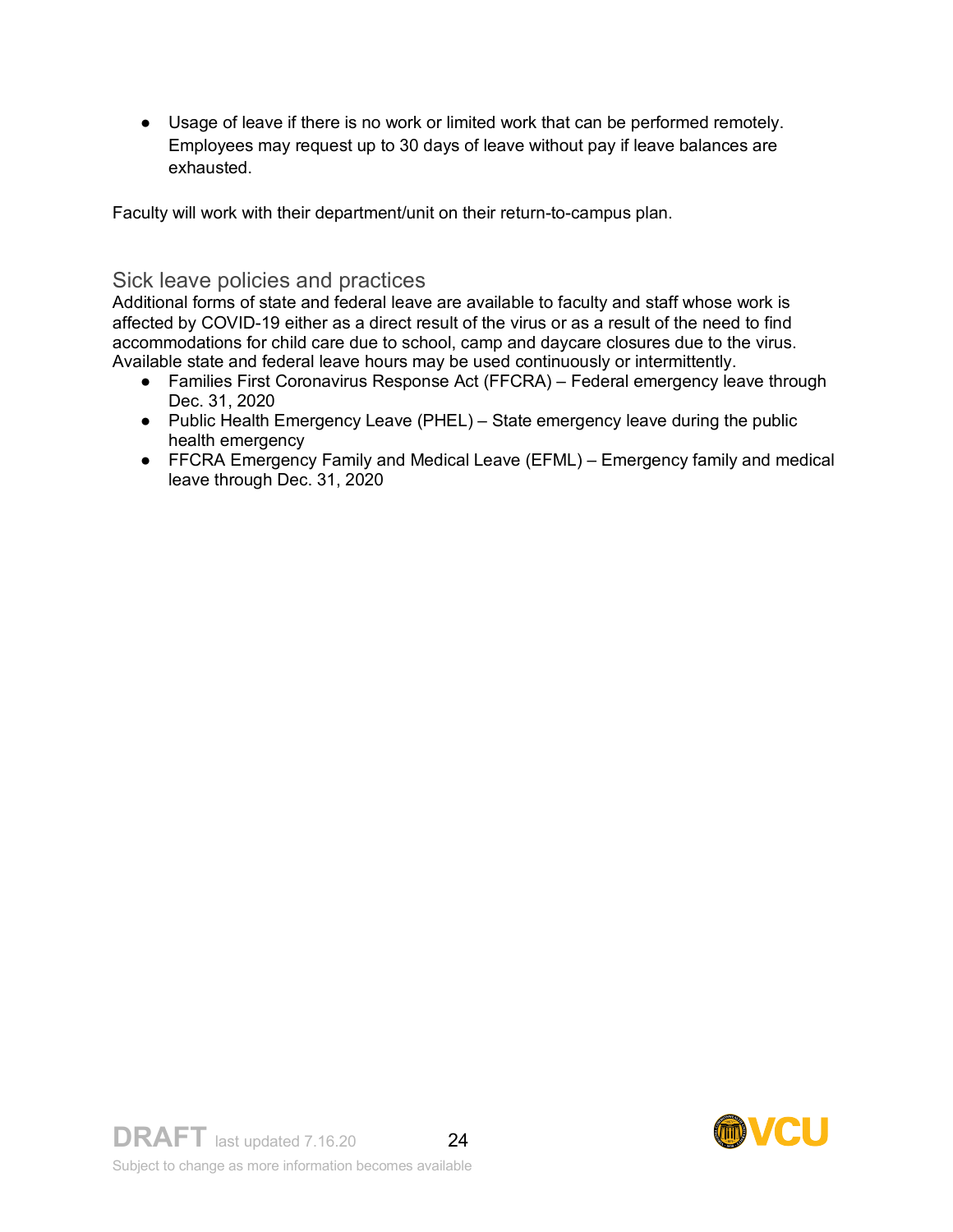- Usage of leave if there is no work or limited work that can be performed remotely. Employees may request up to 30 days of leave without pay if leave balances are exhausted.

Faculty will work with their department/unit on their return-to-campus plan.

## Sick leave policies and practices

Additional forms of state and federal leave are available to faculty and staff whose work is affected by COVID-19 either as a direct result of the virus or as a result of the need to find accommodations for child care due to school, camp and daycare closures due to the virus. Available state and federal leave hours may be used continuously or intermittently.

- Families First Coronavirus Response Act (FFCRA) – Federal emergency leave through Dec. 31, 2020
- Public Health Emergency Leave (PHEL) – State emergency leave during the public health emergency
- FFCRA Emergency Family and Medical Leave (EFML) – Emergency family and medical leave through Dec. 31, 2020